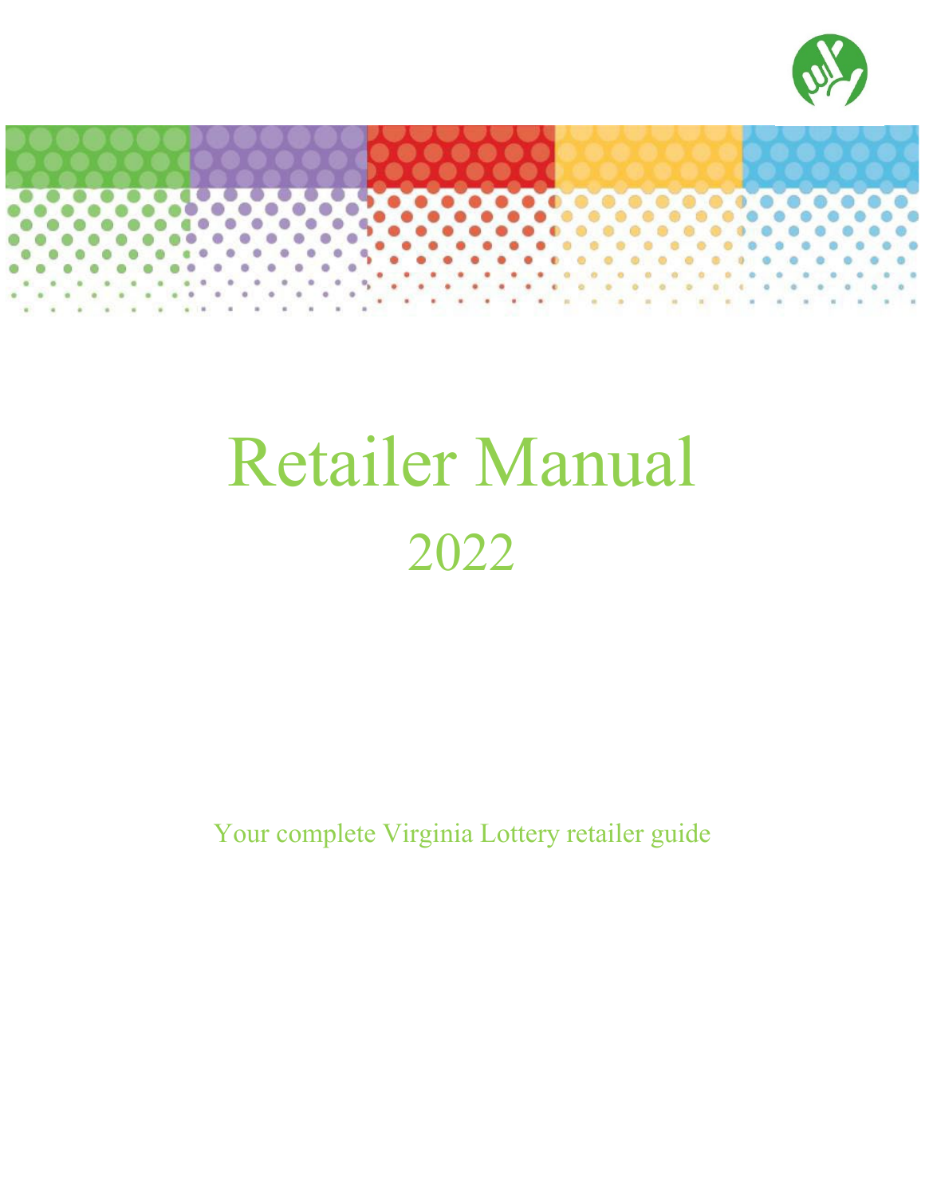# Retailer Manual

## 2022

Your complete Virginia Lottery retailer guide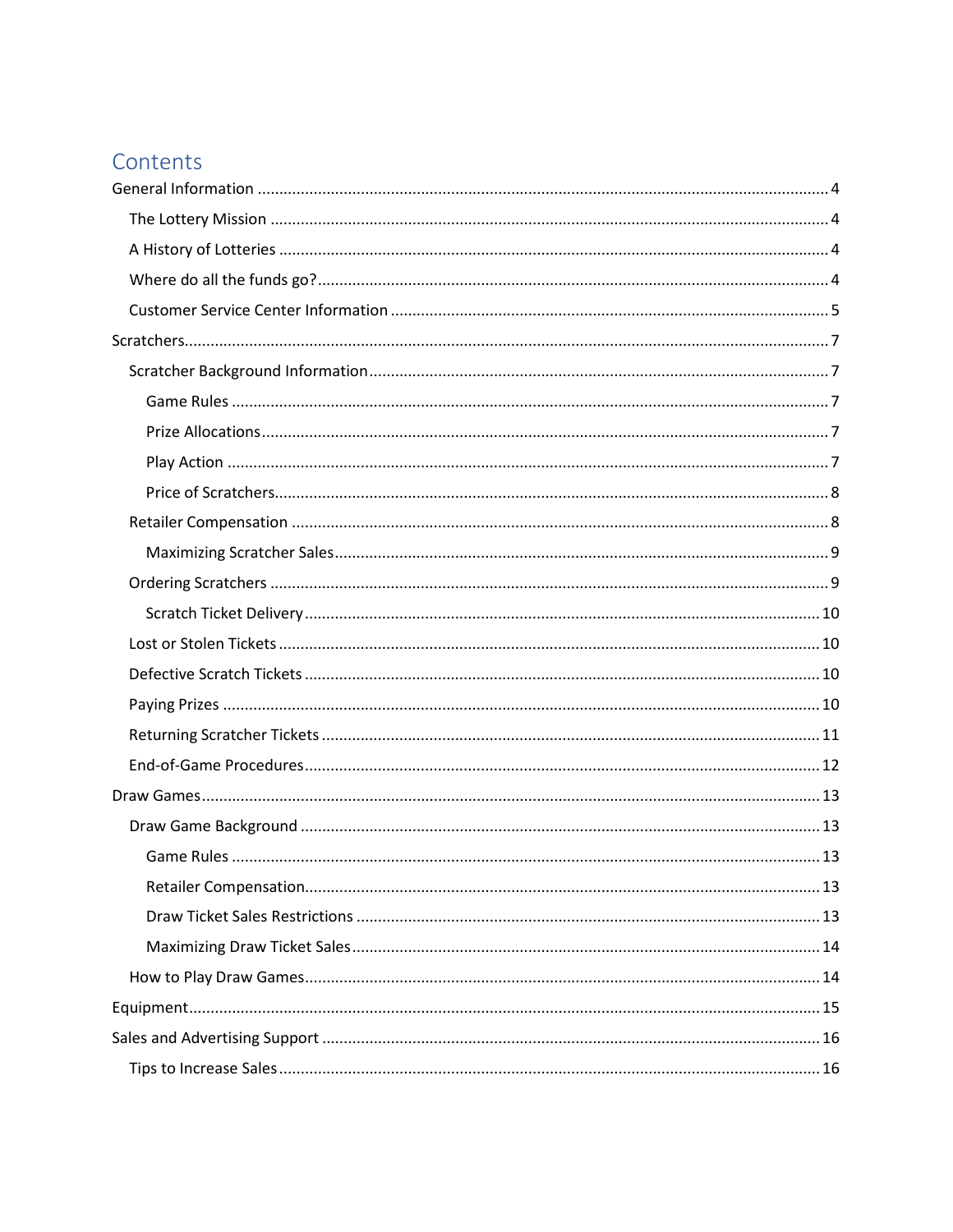# Contents

- General Information ..... 4
  - The Lottery Mission ..... 4
  - A History of Lotteries ..... 4
  - Where do all the funds go? ..... 4
  - Customer Service Center Information ..... 5
- Scratchers ..... 7
  - Scratcher Background Information ..... 7
    - Game Rules ..... 7
    - Prize Allocations ..... 7
    - Play Action ..... 7
    - Price of Scratchers ..... 8
  - Retailer Compensation ..... 8
    - Maximizing Scratcher Sales ..... 9
  - Ordering Scratchers ..... 9
    - Scratch Ticket Delivery ..... 10
  - Lost or Stolen Tickets ..... 10
  - Defective Scratch Tickets ..... 10
  - Paying Prizes ..... 10
  - Returning Scratcher Tickets ..... 11
  - End-of-Game Procedures ..... 12
- Draw Games ..... 13
  - Draw Game Background ..... 13
    - Game Rules ..... 13
    - Retailer Compensation ..... 13
    - Draw Ticket Sales Restrictions ..... 13
    - Maximizing Draw Ticket Sales ..... 14
  - How to Play Draw Games ..... 14
- Equipment ..... 15
- Sales and Advertising Support ..... 16
  - Tips to Increase Sales ..... 16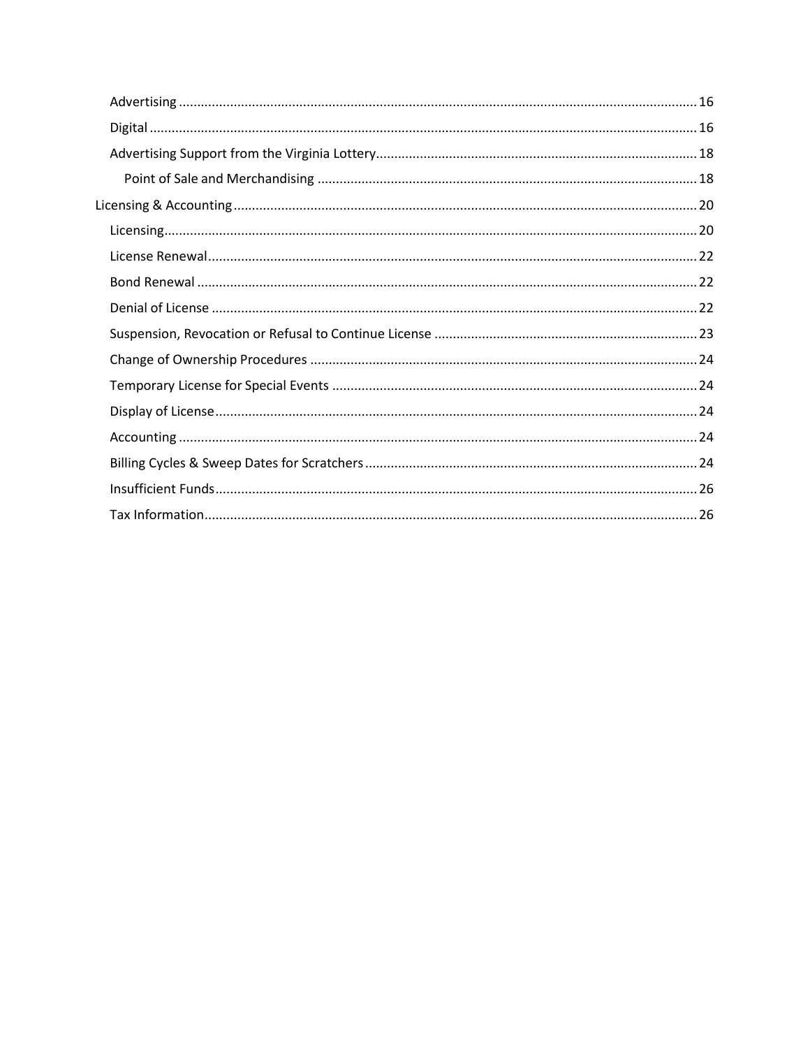- Advertising ............ 16
- Digital ............ 16
- Advertising Support from the Virginia Lottery ............ 18
  - Point of Sale and Merchandising ............ 18

Licensing & Accounting ............ 20

- Licensing ............ 20
- License Renewal ............ 22
- Bond Renewal ............ 22
- Denial of License ............ 22
- Suspension, Revocation or Refusal to Continue License ............ 23
- Change of Ownership Procedures ............ 24
- Temporary License for Special Events ............ 24
- Display of License ............ 24
- Accounting ............ 24
- Billing Cycles & Sweep Dates for Scratchers ............ 24
- Insufficient Funds ............ 26
- Tax Information ............ 26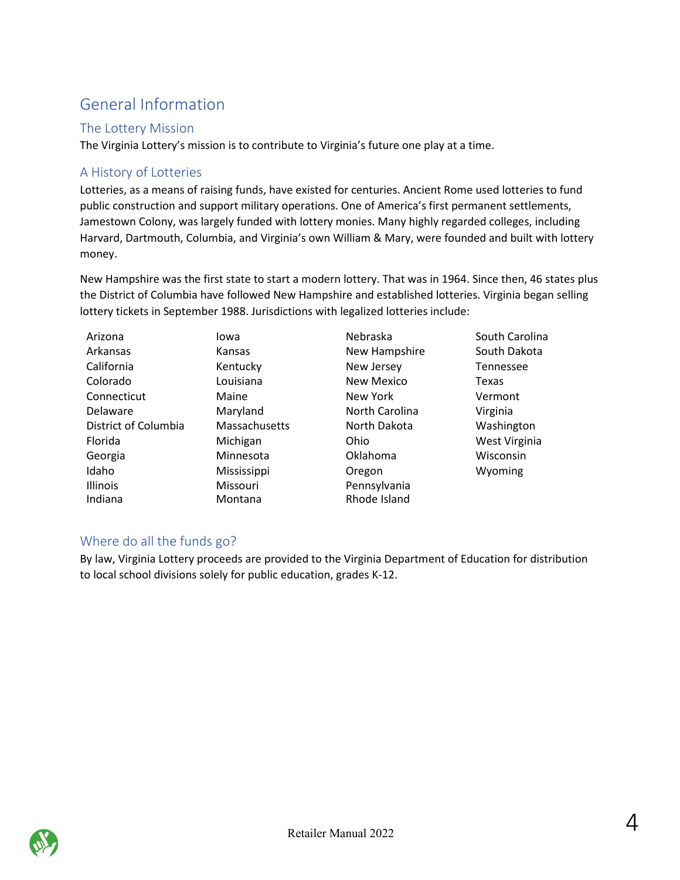# General Information

## The Lottery Mission

The Virginia Lottery's mission is to contribute to Virginia's future one play at a time.

## A History of Lotteries

Lotteries, as a means of raising funds, have existed for centuries. Ancient Rome used lotteries to fund public construction and support military operations. One of America's first permanent settlements, Jamestown Colony, was largely funded with lottery monies. Many highly regarded colleges, including Harvard, Dartmouth, Columbia, and Virginia's own William & Mary, were founded and built with lottery money.

New Hampshire was the first state to start a modern lottery. That was in 1964. Since then, 46 states plus the District of Columbia have followed New Hampshire and established lotteries. Virginia began selling lottery tickets in September 1988. Jurisdictions with legalized lotteries include:

- Arizona
- Arkansas
- California
- Colorado
- Connecticut
- Delaware
- District of Columbia
- Florida
- Georgia
- Idaho
- Illinois
- Indiana
- Iowa
- Kansas
- Kentucky
- Louisiana
- Maine
- Maryland
- Massachusetts
- Michigan
- Minnesota
- Mississippi
- Missouri
- Montana
- Nebraska
- New Hampshire
- New Jersey
- New Mexico
- New York
- North Carolina
- North Dakota
- Ohio
- Oklahoma
- Oregon
- Pennsylvania
- Rhode Island
- South Carolina
- South Dakota
- Tennessee
- Texas
- Vermont
- Virginia
- Washington
- West Virginia
- Wisconsin
- Wyoming

## Where do all the funds go?

By law, Virginia Lottery proceeds are provided to the Virginia Department of Education for distribution to local school divisions solely for public education, grades K-12.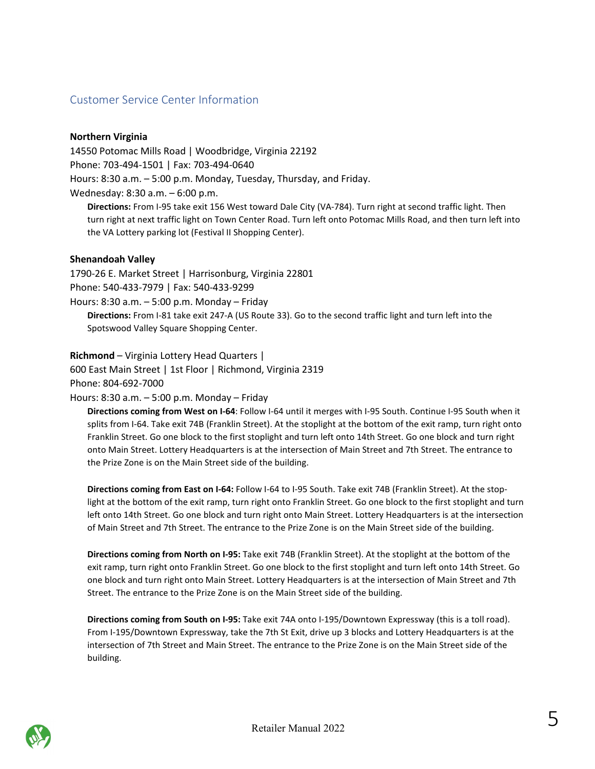## Customer Service Center Information

**Northern Virginia**

14550 Potomac Mills Road | Woodbridge, Virginia 22192
Phone: 703-494-1501 | Fax: 703-494-0640
Hours: 8:30 a.m. – 5:00 p.m. Monday, Tuesday, Thursday, and Friday.
Wednesday: 8:30 a.m. – 6:00 p.m.

> **Directions:** From I-95 take exit 156 West toward Dale City (VA-784). Turn right at second traffic light. Then turn right at next traffic light on Town Center Road. Turn left onto Potomac Mills Road, and then turn left into the VA Lottery parking lot (Festival II Shopping Center).

**Shenandoah Valley**

1790-26 E. Market Street | Harrisonburg, Virginia 22801
Phone: 540-433-7979 | Fax: 540-433-9299
Hours: 8:30 a.m. – 5:00 p.m. Monday – Friday

> **Directions:** From I-81 take exit 247-A (US Route 33). Go to the second traffic light and turn left into the Spotswood Valley Square Shopping Center.

**Richmond** – Virginia Lottery Head Quarters |
600 East Main Street | 1st Floor | Richmond, Virginia 2319
Phone: 804-692-7000
Hours: 8:30 a.m. – 5:00 p.m. Monday – Friday

> **Directions coming from West on I-64**: Follow I-64 until it merges with I-95 South. Continue I-95 South when it splits from I-64. Take exit 74B (Franklin Street). At the stoplight at the bottom of the exit ramp, turn right onto Franklin Street. Go one block to the first stoplight and turn left onto 14th Street. Go one block and turn right onto Main Street. Lottery Headquarters is at the intersection of Main Street and 7th Street. The entrance to the Prize Zone is on the Main Street side of the building.
>
> **Directions coming from East on I-64:** Follow I-64 to I-95 South. Take exit 74B (Franklin Street). At the stop-light at the bottom of the exit ramp, turn right onto Franklin Street. Go one block to the first stoplight and turn left onto 14th Street. Go one block and turn right onto Main Street. Lottery Headquarters is at the intersection of Main Street and 7th Street. The entrance to the Prize Zone is on the Main Street side of the building.
>
> **Directions coming from North on I-95:** Take exit 74B (Franklin Street). At the stoplight at the bottom of the exit ramp, turn right onto Franklin Street. Go one block to the first stoplight and turn left onto 14th Street. Go one block and turn right onto Main Street. Lottery Headquarters is at the intersection of Main Street and 7th Street. The entrance to the Prize Zone is on the Main Street side of the building.
>
> **Directions coming from South on I-95:** Take exit 74A onto I-195/Downtown Expressway (this is a toll road). From I-195/Downtown Expressway, take the 7th St Exit, drive up 3 blocks and Lottery Headquarters is at the intersection of 7th Street and Main Street. The entrance to the Prize Zone is on the Main Street side of the building.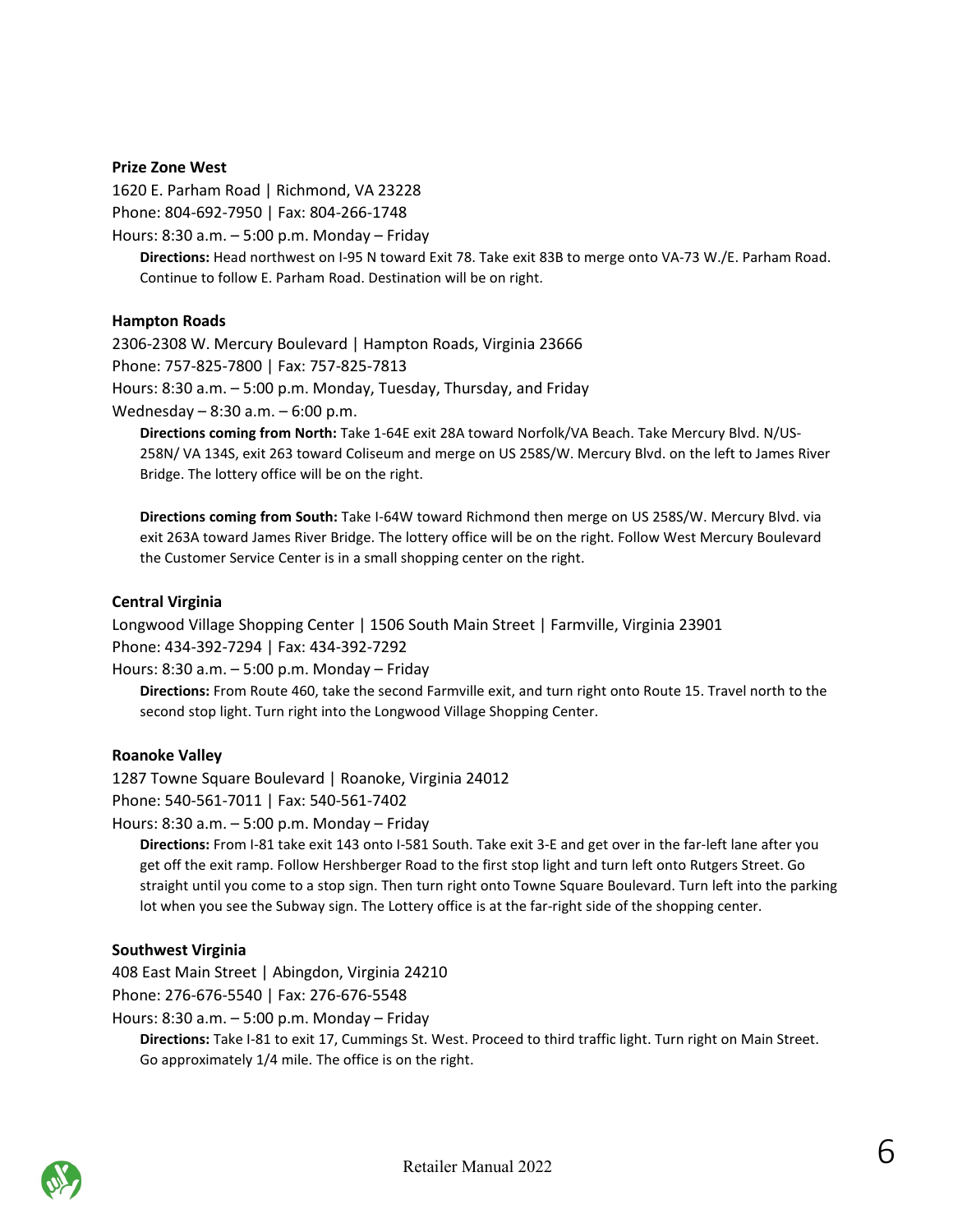**Prize Zone West**

1620 E. Parham Road | Richmond, VA 23228

Phone: 804-692-7950 | Fax: 804-266-1748

Hours: 8:30 a.m. – 5:00 p.m. Monday – Friday

> **Directions:** Head northwest on I-95 N toward Exit 78. Take exit 83B to merge onto VA-73 W./E. Parham Road. Continue to follow E. Parham Road. Destination will be on right.

**Hampton Roads**

2306-2308 W. Mercury Boulevard | Hampton Roads, Virginia 23666

Phone: 757-825-7800 | Fax: 757-825-7813

Hours: 8:30 a.m. – 5:00 p.m. Monday, Tuesday, Thursday, and Friday

Wednesday – 8:30 a.m. – 6:00 p.m.

> **Directions coming from North:** Take 1-64E exit 28A toward Norfolk/VA Beach. Take Mercury Blvd. N/US-258N/ VA 134S, exit 263 toward Coliseum and merge on US 258S/W. Mercury Blvd. on the left to James River Bridge. The lottery office will be on the right.
>
> **Directions coming from South:** Take I-64W toward Richmond then merge on US 258S/W. Mercury Blvd. via exit 263A toward James River Bridge. The lottery office will be on the right. Follow West Mercury Boulevard the Customer Service Center is in a small shopping center on the right.

**Central Virginia**

Longwood Village Shopping Center | 1506 South Main Street | Farmville, Virginia 23901

Phone: 434-392-7294 | Fax: 434-392-7292

Hours: 8:30 a.m. – 5:00 p.m. Monday – Friday

> **Directions:** From Route 460, take the second Farmville exit, and turn right onto Route 15. Travel north to the second stop light. Turn right into the Longwood Village Shopping Center.

**Roanoke Valley**

1287 Towne Square Boulevard | Roanoke, Virginia 24012

Phone: 540-561-7011 | Fax: 540-561-7402

Hours: 8:30 a.m. – 5:00 p.m. Monday – Friday

> **Directions:** From I-81 take exit 143 onto I-581 South. Take exit 3-E and get over in the far-left lane after you get off the exit ramp. Follow Hershberger Road to the first stop light and turn left onto Rutgers Street. Go straight until you come to a stop sign. Then turn right onto Towne Square Boulevard. Turn left into the parking lot when you see the Subway sign. The Lottery office is at the far-right side of the shopping center.

**Southwest Virginia**

408 East Main Street | Abingdon, Virginia 24210

Phone: 276-676-5540 | Fax: 276-676-5548

Hours: 8:30 a.m. – 5:00 p.m. Monday – Friday

> **Directions:** Take I-81 to exit 17, Cummings St. West. Proceed to third traffic light. Turn right on Main Street. Go approximately 1/4 mile. The office is on the right.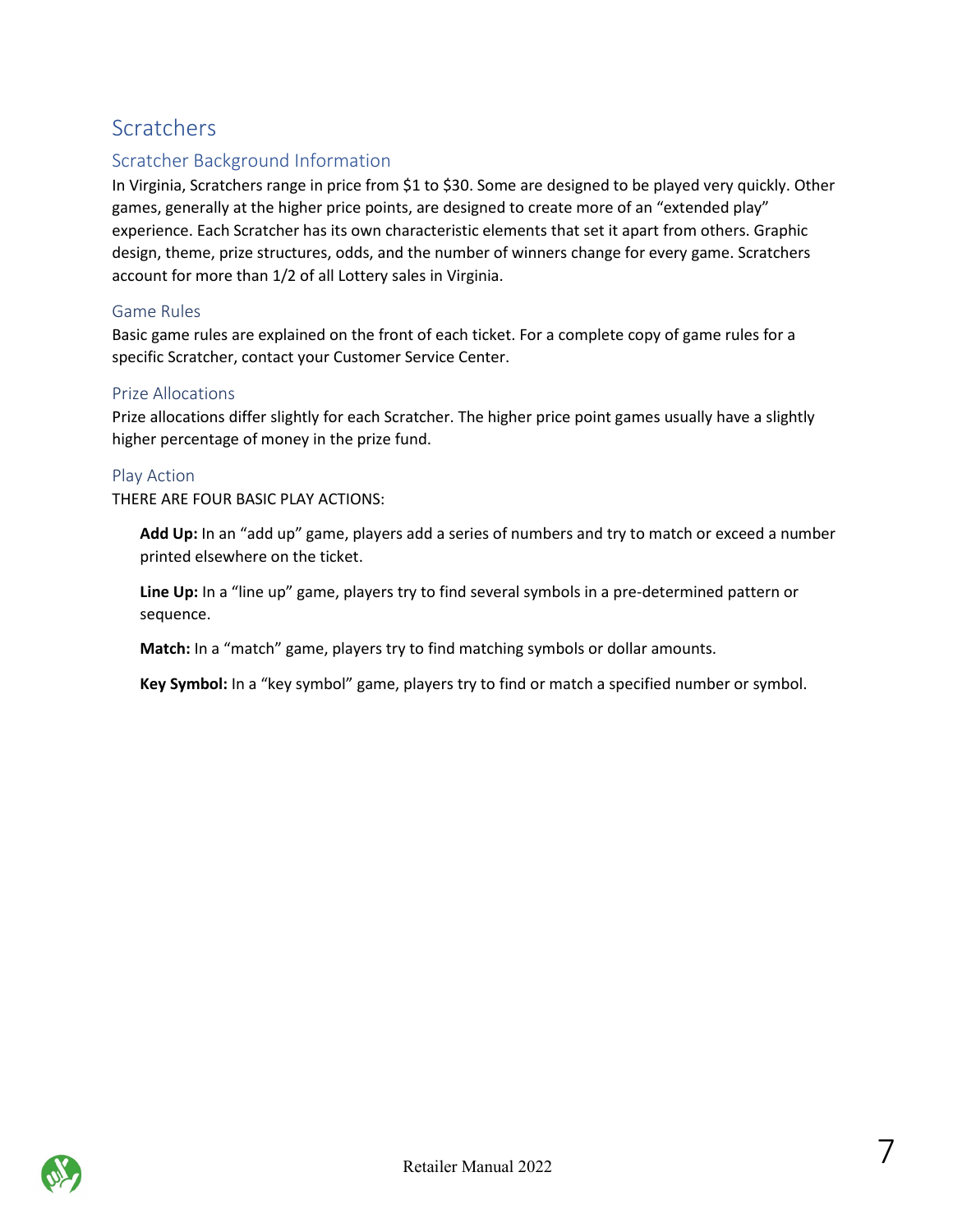# Scratchers

## Scratcher Background Information

In Virginia, Scratchers range in price from $1 to $30. Some are designed to be played very quickly. Other games, generally at the higher price points, are designed to create more of an "extended play" experience. Each Scratcher has its own characteristic elements that set it apart from others. Graphic design, theme, prize structures, odds, and the number of winners change for every game. Scratchers account for more than 1/2 of all Lottery sales in Virginia.

### Game Rules

Basic game rules are explained on the front of each ticket. For a complete copy of game rules for a specific Scratcher, contact your Customer Service Center.

### Prize Allocations

Prize allocations differ slightly for each Scratcher. The higher price point games usually have a slightly higher percentage of money in the prize fund.

### Play Action

THERE ARE FOUR BASIC PLAY ACTIONS:

**Add Up:** In an "add up" game, players add a series of numbers and try to match or exceed a number printed elsewhere on the ticket.

**Line Up:** In a "line up" game, players try to find several symbols in a pre-determined pattern or sequence.

**Match:** In a "match" game, players try to find matching symbols or dollar amounts.

**Key Symbol:** In a "key symbol" game, players try to find or match a specified number or symbol.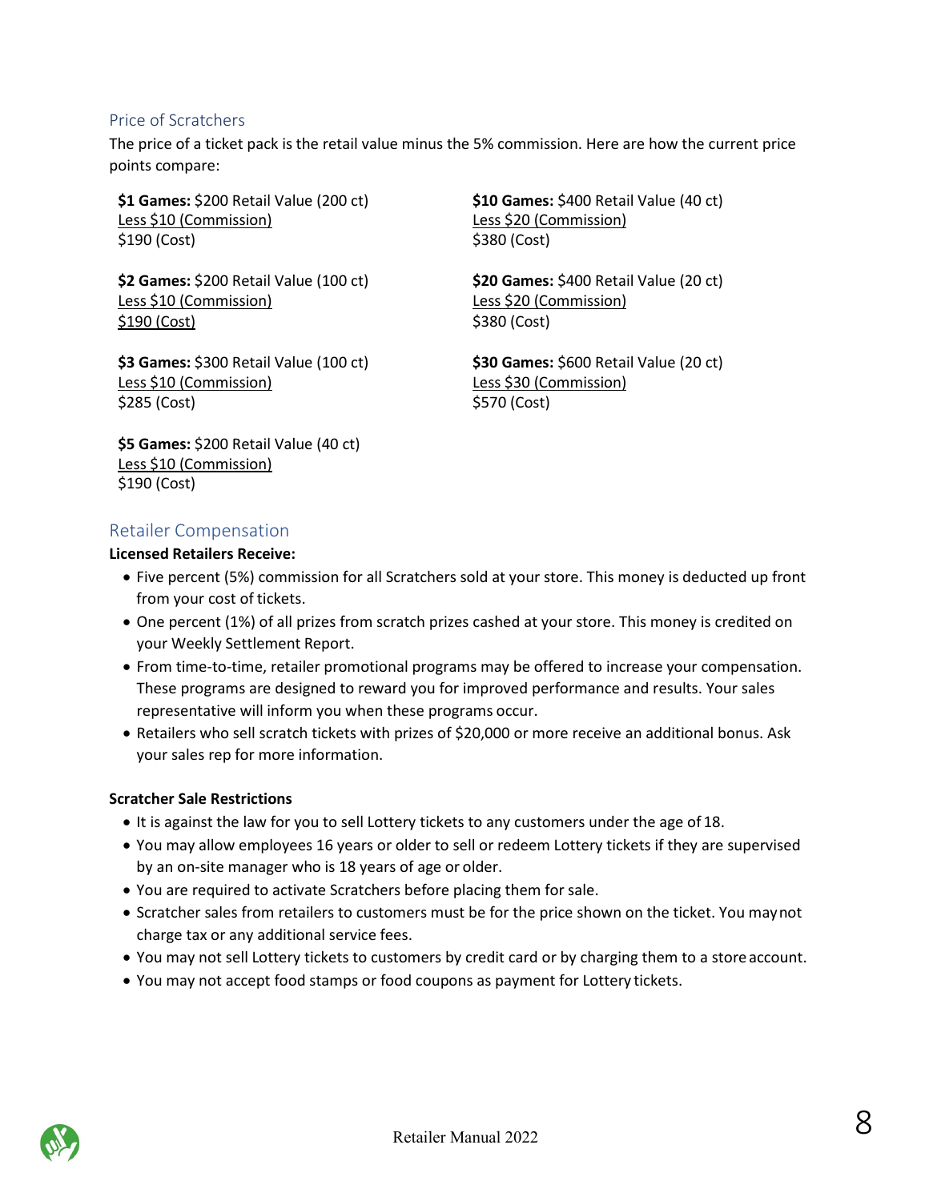## Price of Scratchers

The price of a ticket pack is the retail value minus the 5% commission. Here are how the current price points compare:

**$1 Games:** $200 Retail Value (200 ct)
Less $10 (Commission)
$190 (Cost)

**$2 Games:** $200 Retail Value (100 ct)
Less $10 (Commission)
$190 (Cost)

**$3 Games:** $300 Retail Value (100 ct)
Less $10 (Commission)
$285 (Cost)

**$5 Games:** $200 Retail Value (40 ct)
Less $10 (Commission)
$190 (Cost)

**$10 Games:** $400 Retail Value (40 ct)
Less $20 (Commission)
$380 (Cost)

**$20 Games:** $400 Retail Value (20 ct)
Less $20 (Commission)
$380 (Cost)

**$30 Games:** $600 Retail Value (20 ct)
Less $30 (Commission)
$570 (Cost)

## Retailer Compensation

**Licensed Retailers Receive:**

- Five percent (5%) commission for all Scratchers sold at your store. This money is deducted up front from your cost of tickets.
- One percent (1%) of all prizes from scratch prizes cashed at your store. This money is credited on your Weekly Settlement Report.
- From time-to-time, retailer promotional programs may be offered to increase your compensation. These programs are designed to reward you for improved performance and results. Your sales representative will inform you when these programs occur.
- Retailers who sell scratch tickets with prizes of $20,000 or more receive an additional bonus. Ask your sales rep for more information.

**Scratcher Sale Restrictions**

- It is against the law for you to sell Lottery tickets to any customers under the age of 18.
- You may allow employees 16 years or older to sell or redeem Lottery tickets if they are supervised by an on-site manager who is 18 years of age or older.
- You are required to activate Scratchers before placing them for sale.
- Scratcher sales from retailers to customers must be for the price shown on the ticket. You may not charge tax or any additional service fees.
- You may not sell Lottery tickets to customers by credit card or by charging them to a store account.
- You may not accept food stamps or food coupons as payment for Lottery tickets.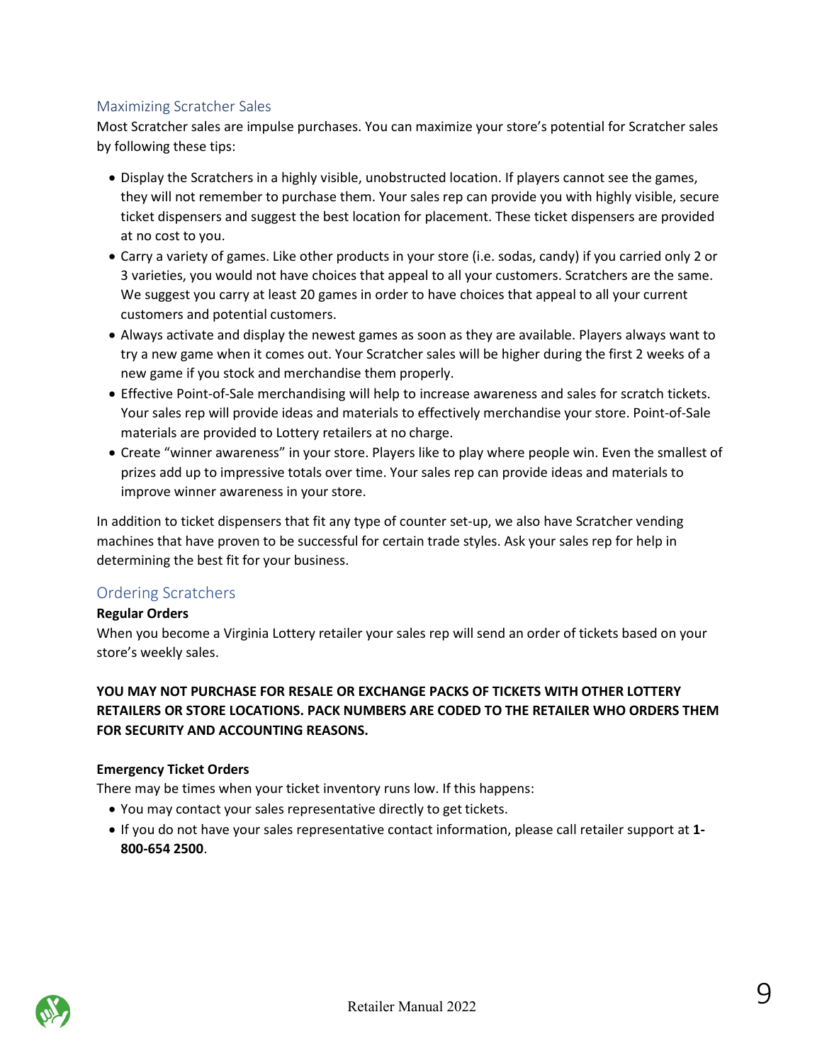## Maximizing Scratcher Sales

Most Scratcher sales are impulse purchases. You can maximize your store's potential for Scratcher sales by following these tips:

- Display the Scratchers in a highly visible, unobstructed location. If players cannot see the games, they will not remember to purchase them. Your sales rep can provide you with highly visible, secure ticket dispensers and suggest the best location for placement. These ticket dispensers are provided at no cost to you.
- Carry a variety of games. Like other products in your store (i.e. sodas, candy) if you carried only 2 or 3 varieties, you would not have choices that appeal to all your customers. Scratchers are the same. We suggest you carry at least 20 games in order to have choices that appeal to all your current customers and potential customers.
- Always activate and display the newest games as soon as they are available. Players always want to try a new game when it comes out. Your Scratcher sales will be higher during the first 2 weeks of a new game if you stock and merchandise them properly.
- Effective Point-of-Sale merchandising will help to increase awareness and sales for scratch tickets. Your sales rep will provide ideas and materials to effectively merchandise your store. Point-of-Sale materials are provided to Lottery retailers at no charge.
- Create "winner awareness" in your store. Players like to play where people win. Even the smallest of prizes add up to impressive totals over time. Your sales rep can provide ideas and materials to improve winner awareness in your store.

In addition to ticket dispensers that fit any type of counter set-up, we also have Scratcher vending machines that have proven to be successful for certain trade styles. Ask your sales rep for help in determining the best fit for your business.

## Ordering Scratchers

**Regular Orders**

When you become a Virginia Lottery retailer your sales rep will send an order of tickets based on your store's weekly sales.

**YOU MAY NOT PURCHASE FOR RESALE OR EXCHANGE PACKS OF TICKETS WITH OTHER LOTTERY RETAILERS OR STORE LOCATIONS. PACK NUMBERS ARE CODED TO THE RETAILER WHO ORDERS THEM FOR SECURITY AND ACCOUNTING REASONS.**

**Emergency Ticket Orders**

There may be times when your ticket inventory runs low. If this happens:

- You may contact your sales representative directly to get tickets.
- If you do not have your sales representative contact information, please call retailer support at **1-800-654 2500**.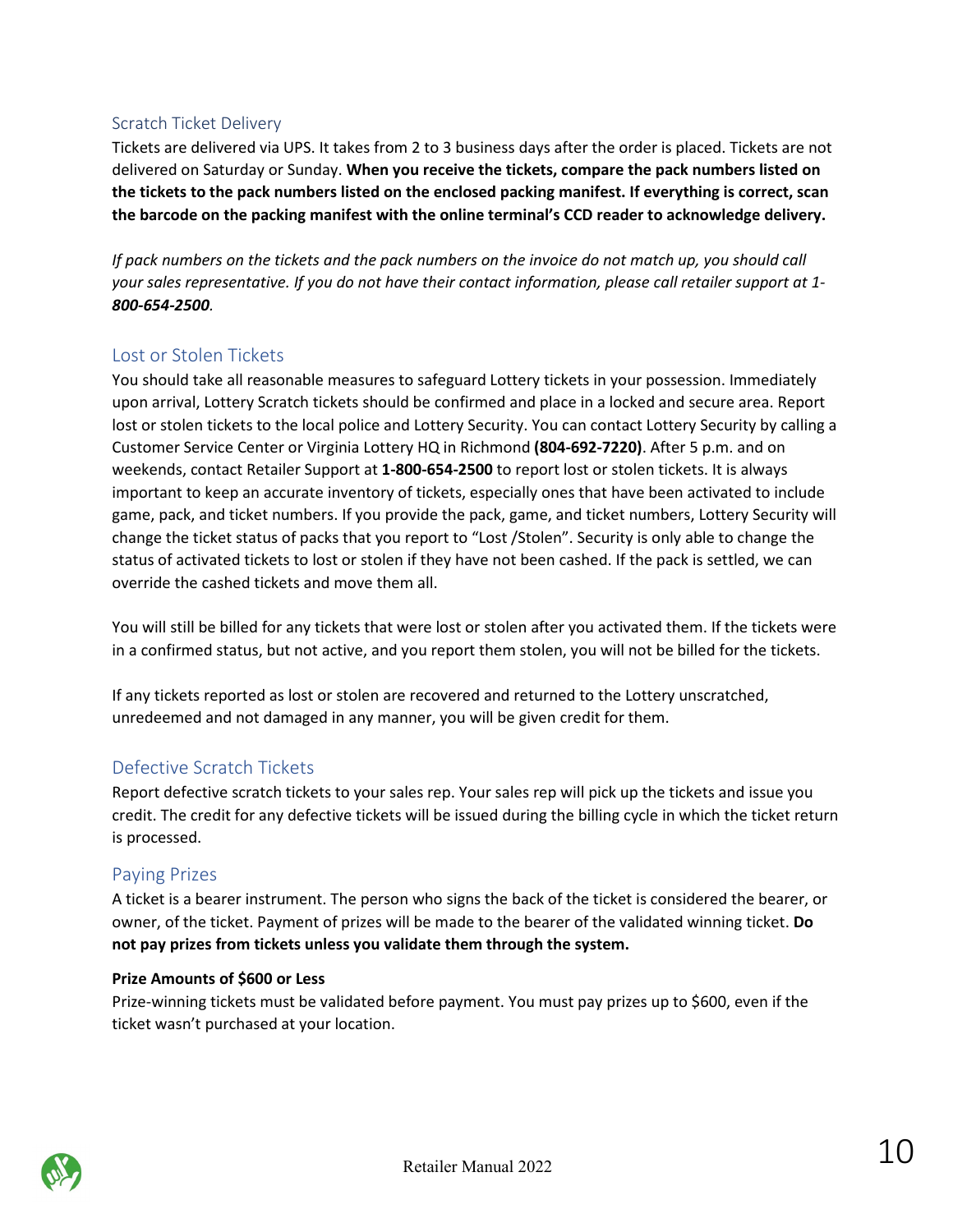## Scratch Ticket Delivery

Tickets are delivered via UPS. It takes from 2 to 3 business days after the order is placed. Tickets are not delivered on Saturday or Sunday. **When you receive the tickets, compare the pack numbers listed on the tickets to the pack numbers listed on the enclosed packing manifest. If everything is correct, scan the barcode on the packing manifest with the online terminal's CCD reader to acknowledge delivery.**

*If pack numbers on the tickets and the pack numbers on the invoice do not match up, you should call your sales representative. If you do not have their contact information, please call retailer support at **1-800-654-2500**.*

## Lost or Stolen Tickets

You should take all reasonable measures to safeguard Lottery tickets in your possession. Immediately upon arrival, Lottery Scratch tickets should be confirmed and place in a locked and secure area. Report lost or stolen tickets to the local police and Lottery Security. You can contact Lottery Security by calling a Customer Service Center or Virginia Lottery HQ in Richmond **(804-692-7220)**. After 5 p.m. and on weekends, contact Retailer Support at **1-800-654-2500** to report lost or stolen tickets. It is always important to keep an accurate inventory of tickets, especially ones that have been activated to include game, pack, and ticket numbers. If you provide the pack, game, and ticket numbers, Lottery Security will change the ticket status of packs that you report to "Lost /Stolen". Security is only able to change the status of activated tickets to lost or stolen if they have not been cashed. If the pack is settled, we can override the cashed tickets and move them all.

You will still be billed for any tickets that were lost or stolen after you activated them. If the tickets were in a confirmed status, but not active, and you report them stolen, you will not be billed for the tickets.

If any tickets reported as lost or stolen are recovered and returned to the Lottery unscratched, unredeemed and not damaged in any manner, you will be given credit for them.

## Defective Scratch Tickets

Report defective scratch tickets to your sales rep. Your sales rep will pick up the tickets and issue you credit. The credit for any defective tickets will be issued during the billing cycle in which the ticket return is processed.

## Paying Prizes

A ticket is a bearer instrument. The person who signs the back of the ticket is considered the bearer, or owner, of the ticket. Payment of prizes will be made to the bearer of the validated winning ticket. **Do not pay prizes from tickets unless you validate them through the system.**

**Prize Amounts of $600 or Less**

Prize-winning tickets must be validated before payment. You must pay prizes up to $600, even if the ticket wasn't purchased at your location.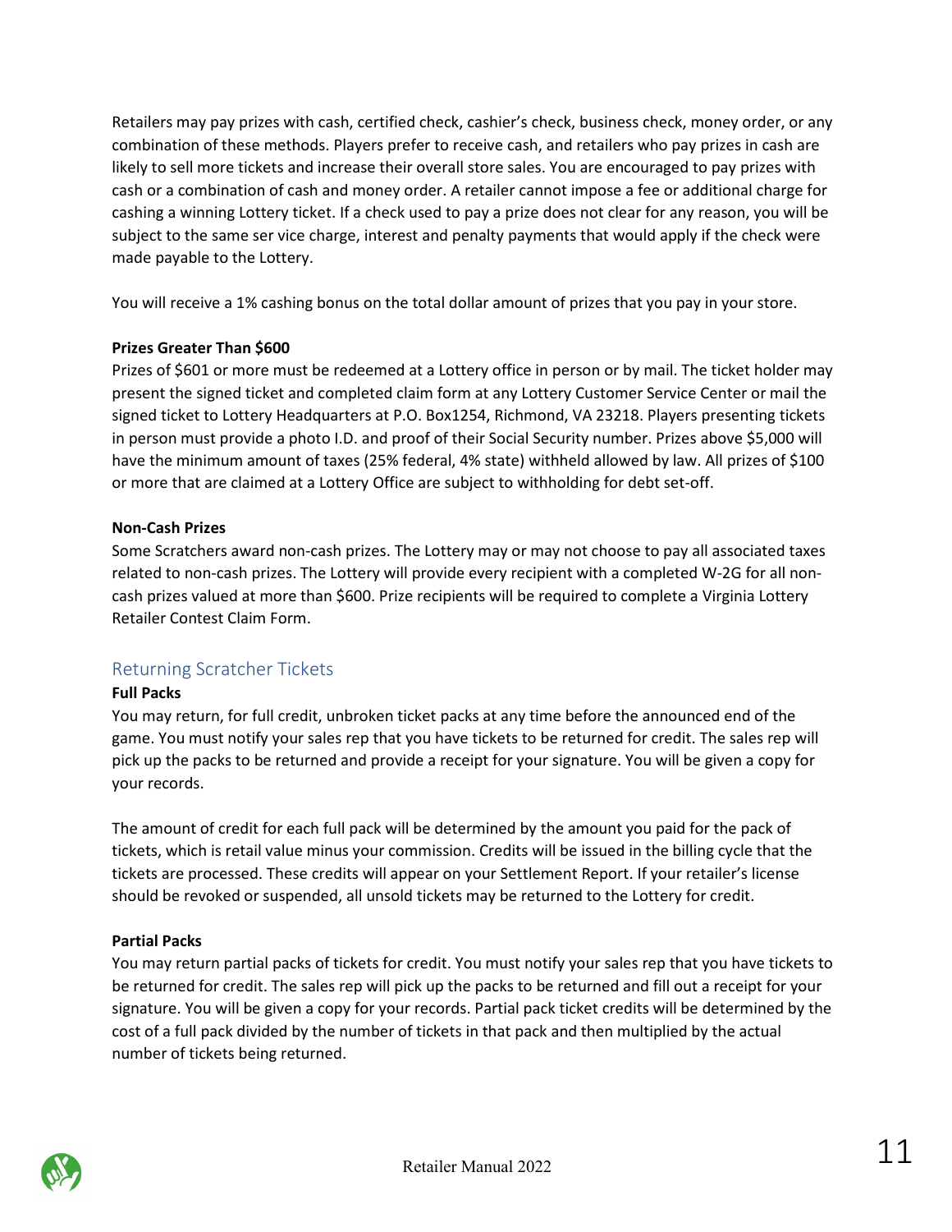Retailers may pay prizes with cash, certified check, cashier's check, business check, money order, or any combination of these methods. Players prefer to receive cash, and retailers who pay prizes in cash are likely to sell more tickets and increase their overall store sales. You are encouraged to pay prizes with cash or a combination of cash and money order. A retailer cannot impose a fee or additional charge for cashing a winning Lottery ticket. If a check used to pay a prize does not clear for any reason, you will be subject to the same ser vice charge, interest and penalty payments that would apply if the check were made payable to the Lottery.

You will receive a 1% cashing bonus on the total dollar amount of prizes that you pay in your store.

**Prizes Greater Than $600**

Prizes of $601 or more must be redeemed at a Lottery office in person or by mail. The ticket holder may present the signed ticket and completed claim form at any Lottery Customer Service Center or mail the signed ticket to Lottery Headquarters at P.O. Box1254, Richmond, VA 23218. Players presenting tickets in person must provide a photo I.D. and proof of their Social Security number. Prizes above $5,000 will have the minimum amount of taxes (25% federal, 4% state) withheld allowed by law. All prizes of $100 or more that are claimed at a Lottery Office are subject to withholding for debt set-off.

**Non-Cash Prizes**

Some Scratchers award non-cash prizes. The Lottery may or may not choose to pay all associated taxes related to non-cash prizes. The Lottery will provide every recipient with a completed W-2G for all non-cash prizes valued at more than $600. Prize recipients will be required to complete a Virginia Lottery Retailer Contest Claim Form.

## Returning Scratcher Tickets

**Full Packs**

You may return, for full credit, unbroken ticket packs at any time before the announced end of the game. You must notify your sales rep that you have tickets to be returned for credit. The sales rep will pick up the packs to be returned and provide a receipt for your signature. You will be given a copy for your records.

The amount of credit for each full pack will be determined by the amount you paid for the pack of tickets, which is retail value minus your commission. Credits will be issued in the billing cycle that the tickets are processed. These credits will appear on your Settlement Report. If your retailer's license should be revoked or suspended, all unsold tickets may be returned to the Lottery for credit.

**Partial Packs**

You may return partial packs of tickets for credit. You must notify your sales rep that you have tickets to be returned for credit. The sales rep will pick up the packs to be returned and fill out a receipt for your signature. You will be given a copy for your records. Partial pack ticket credits will be determined by the cost of a full pack divided by the number of tickets in that pack and then multiplied by the actual number of tickets being returned.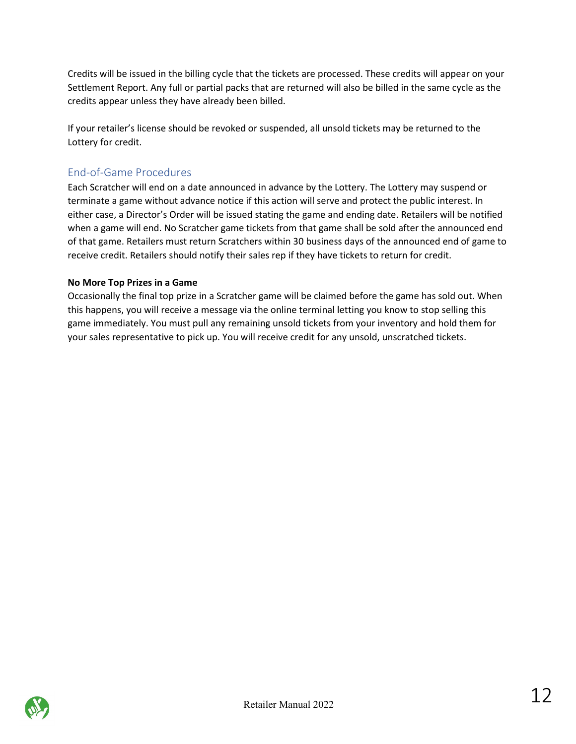Credits will be issued in the billing cycle that the tickets are processed. These credits will appear on your Settlement Report. Any full or partial packs that are returned will also be billed in the same cycle as the credits appear unless they have already been billed.

If your retailer's license should be revoked or suspended, all unsold tickets may be returned to the Lottery for credit.

## End-of-Game Procedures

Each Scratcher will end on a date announced in advance by the Lottery. The Lottery may suspend or terminate a game without advance notice if this action will serve and protect the public interest. In either case, a Director's Order will be issued stating the game and ending date. Retailers will be notified when a game will end. No Scratcher game tickets from that game shall be sold after the announced end of that game. Retailers must return Scratchers within 30 business days of the announced end of game to receive credit. Retailers should notify their sales rep if they have tickets to return for credit.

**No More Top Prizes in a Game**

Occasionally the final top prize in a Scratcher game will be claimed before the game has sold out. When this happens, you will receive a message via the online terminal letting you know to stop selling this game immediately. You must pull any remaining unsold tickets from your inventory and hold them for your sales representative to pick up. You will receive credit for any unsold, unscratched tickets.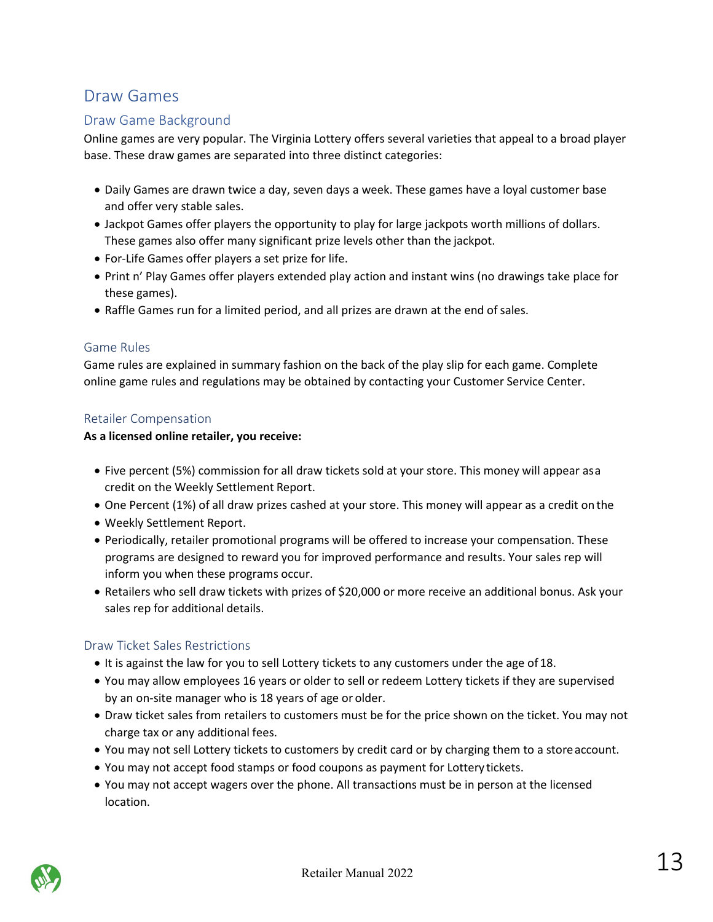# Draw Games

## Draw Game Background

Online games are very popular. The Virginia Lottery offers several varieties that appeal to a broad player base. These draw games are separated into three distinct categories:

- Daily Games are drawn twice a day, seven days a week. These games have a loyal customer base and offer very stable sales.
- Jackpot Games offer players the opportunity to play for large jackpots worth millions of dollars. These games also offer many significant prize levels other than the jackpot.
- For-Life Games offer players a set prize for life.
- Print n' Play Games offer players extended play action and instant wins (no drawings take place for these games).
- Raffle Games run for a limited period, and all prizes are drawn at the end of sales.

## Game Rules

Game rules are explained in summary fashion on the back of the play slip for each game. Complete online game rules and regulations may be obtained by contacting your Customer Service Center.

## Retailer Compensation

**As a licensed online retailer, you receive:**

- Five percent (5%) commission for all draw tickets sold at your store. This money will appear as a credit on the Weekly Settlement Report.
- One Percent (1%) of all draw prizes cashed at your store. This money will appear as a credit on the
- Weekly Settlement Report.
- Periodically, retailer promotional programs will be offered to increase your compensation. These programs are designed to reward you for improved performance and results. Your sales rep will inform you when these programs occur.
- Retailers who sell draw tickets with prizes of $20,000 or more receive an additional bonus. Ask your sales rep for additional details.

## Draw Ticket Sales Restrictions

- It is against the law for you to sell Lottery tickets to any customers under the age of 18.
- You may allow employees 16 years or older to sell or redeem Lottery tickets if they are supervised by an on-site manager who is 18 years of age or older.
- Draw ticket sales from retailers to customers must be for the price shown on the ticket. You may not charge tax or any additional fees.
- You may not sell Lottery tickets to customers by credit card or by charging them to a store account.
- You may not accept food stamps or food coupons as payment for Lottery tickets.
- You may not accept wagers over the phone. All transactions must be in person at the licensed location.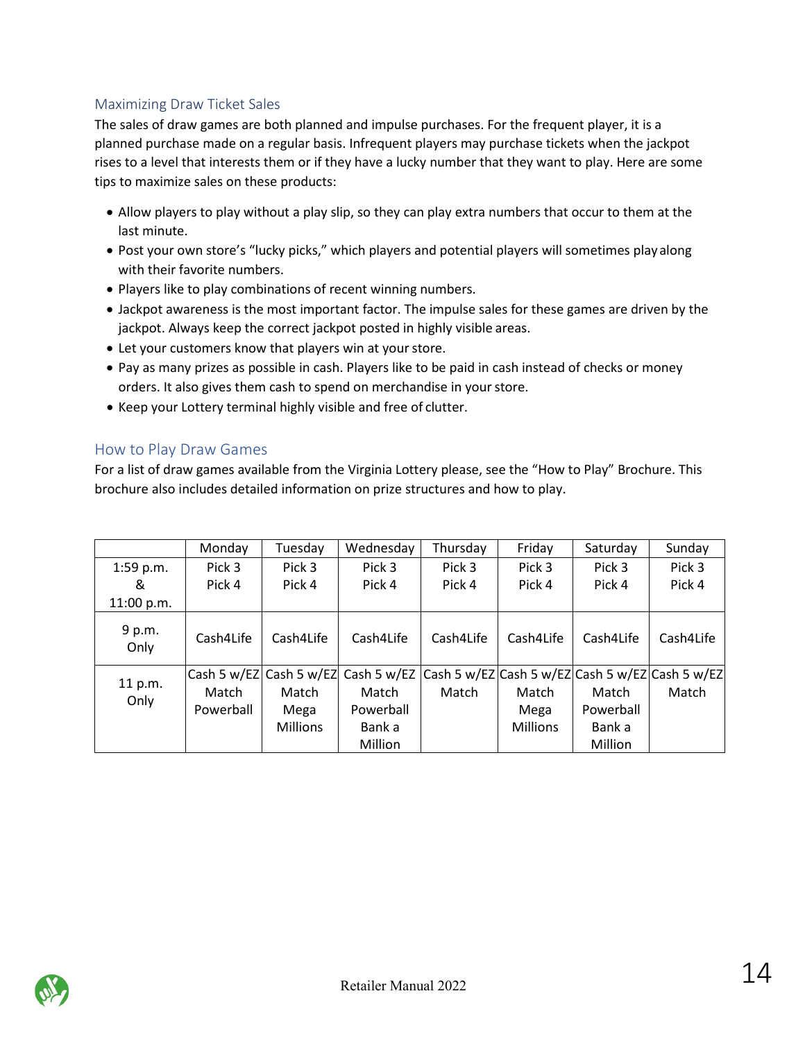## Maximizing Draw Ticket Sales

The sales of draw games are both planned and impulse purchases. For the frequent player, it is a planned purchase made on a regular basis. Infrequent players may purchase tickets when the jackpot rises to a level that interests them or if they have a lucky number that they want to play. Here are some tips to maximize sales on these products:

- Allow players to play without a play slip, so they can play extra numbers that occur to them at the last minute.
- Post your own store's "lucky picks," which players and potential players will sometimes play along with their favorite numbers.
- Players like to play combinations of recent winning numbers.
- Jackpot awareness is the most important factor. The impulse sales for these games are driven by the jackpot. Always keep the correct jackpot posted in highly visible areas.
- Let your customers know that players win at your store.
- Pay as many prizes as possible in cash. Players like to be paid in cash instead of checks or money orders. It also gives them cash to spend on merchandise in your store.
- Keep your Lottery terminal highly visible and free of clutter.

## How to Play Draw Games

For a list of draw games available from the Virginia Lottery please, see the "How to Play" Brochure. This brochure also includes detailed information on prize structures and how to play.

| | Monday | Tuesday | Wednesday | Thursday | Friday | Saturday | Sunday |
|---|---|---|---|---|---|---|---|
| 1:59 p.m. & 11:00 p.m. | Pick 3 Pick 4 | Pick 3 Pick 4 | Pick 3 Pick 4 | Pick 3 Pick 4 | Pick 3 Pick 4 | Pick 3 Pick 4 | Pick 3 Pick 4 |
| 9 p.m. Only | Cash4Life | Cash4Life | Cash4Life | Cash4Life | Cash4Life | Cash4Life | Cash4Life |
| 11 p.m. Only | Cash 5 w/EZ Match Powerball | Cash 5 w/EZ Match Mega Millions | Cash 5 w/EZ Match Powerball Bank a Million | Cash 5 w/EZ Match | Cash 5 w/EZ Match Mega Millions | Cash 5 w/EZ Match Powerball Bank a Million | Cash 5 w/EZ Match |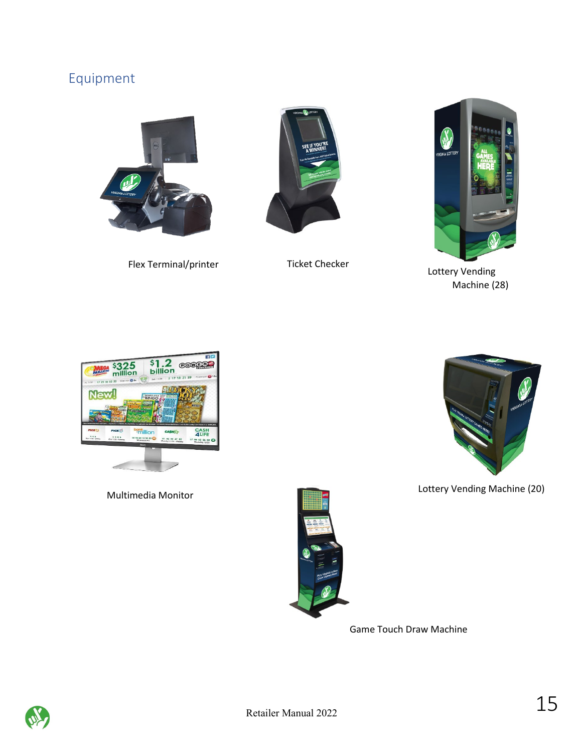## Equipment

Flex Terminal/printer

Ticket Checker

Lottery Vending Machine (28)

Multimedia Monitor

Lottery Vending Machine (20)

Game Touch Draw Machine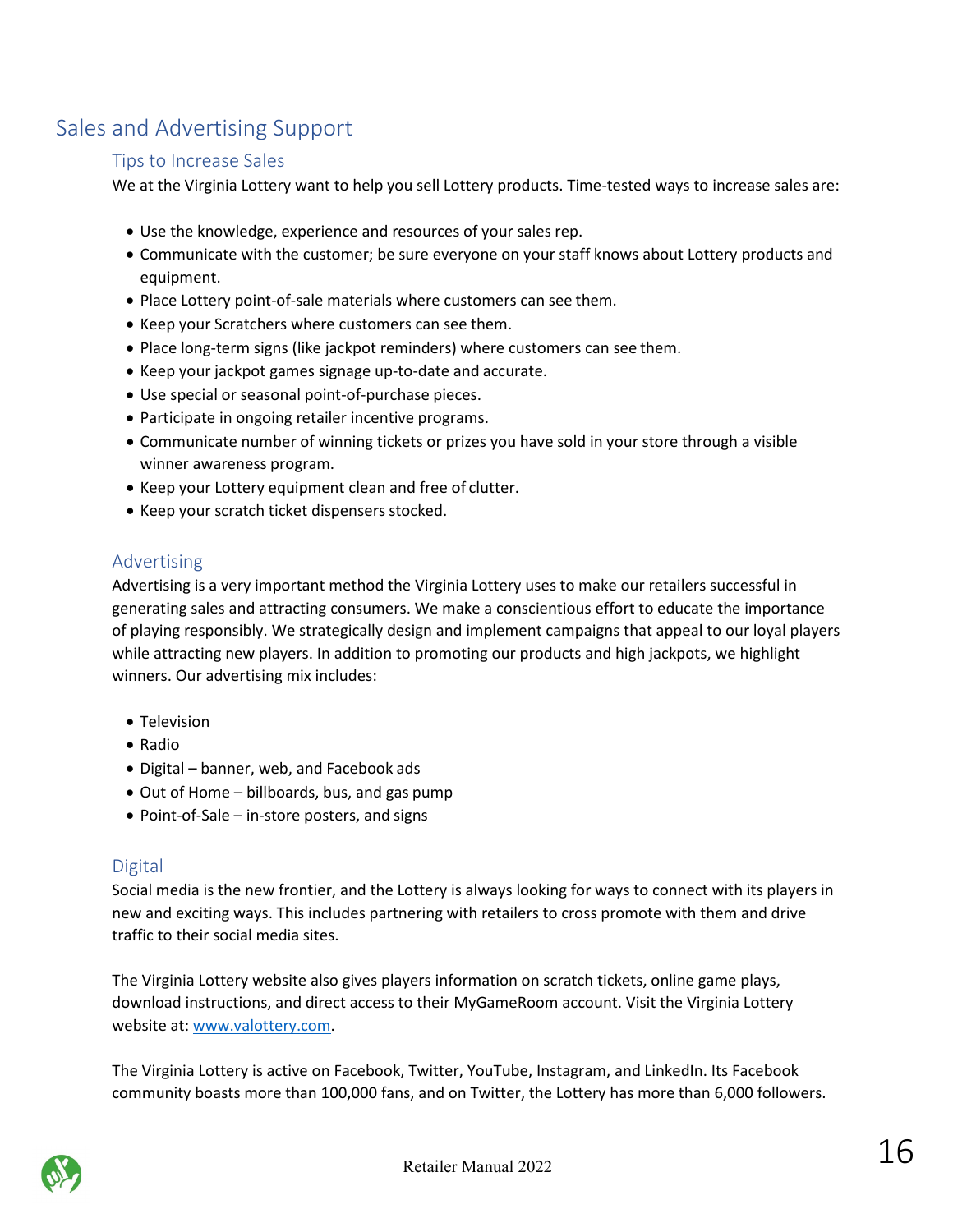## Sales and Advertising Support

### Tips to Increase Sales

We at the Virginia Lottery want to help you sell Lottery products. Time-tested ways to increase sales are:

- Use the knowledge, experience and resources of your sales rep.
- Communicate with the customer; be sure everyone on your staff knows about Lottery products and equipment.
- Place Lottery point-of-sale materials where customers can see them.
- Keep your Scratchers where customers can see them.
- Place long-term signs (like jackpot reminders) where customers can see them.
- Keep your jackpot games signage up-to-date and accurate.
- Use special or seasonal point-of-purchase pieces.
- Participate in ongoing retailer incentive programs.
- Communicate number of winning tickets or prizes you have sold in your store through a visible winner awareness program.
- Keep your Lottery equipment clean and free of clutter.
- Keep your scratch ticket dispensers stocked.

### Advertising

Advertising is a very important method the Virginia Lottery uses to make our retailers successful in generating sales and attracting consumers. We make a conscientious effort to educate the importance of playing responsibly. We strategically design and implement campaigns that appeal to our loyal players while attracting new players. In addition to promoting our products and high jackpots, we highlight winners. Our advertising mix includes:

- Television
- Radio
- Digital – banner, web, and Facebook ads
- Out of Home – billboards, bus, and gas pump
- Point-of-Sale – in-store posters, and signs

### Digital

Social media is the new frontier, and the Lottery is always looking for ways to connect with its players in new and exciting ways. This includes partnering with retailers to cross promote with them and drive traffic to their social media sites.

The Virginia Lottery website also gives players information on scratch tickets, online game plays, download instructions, and direct access to their MyGameRoom account. Visit the Virginia Lottery website at: [www.valottery.com](http://www.valottery.com).

The Virginia Lottery is active on Facebook, Twitter, YouTube, Instagram, and LinkedIn. Its Facebook community boasts more than 100,000 fans, and on Twitter, the Lottery has more than 6,000 followers.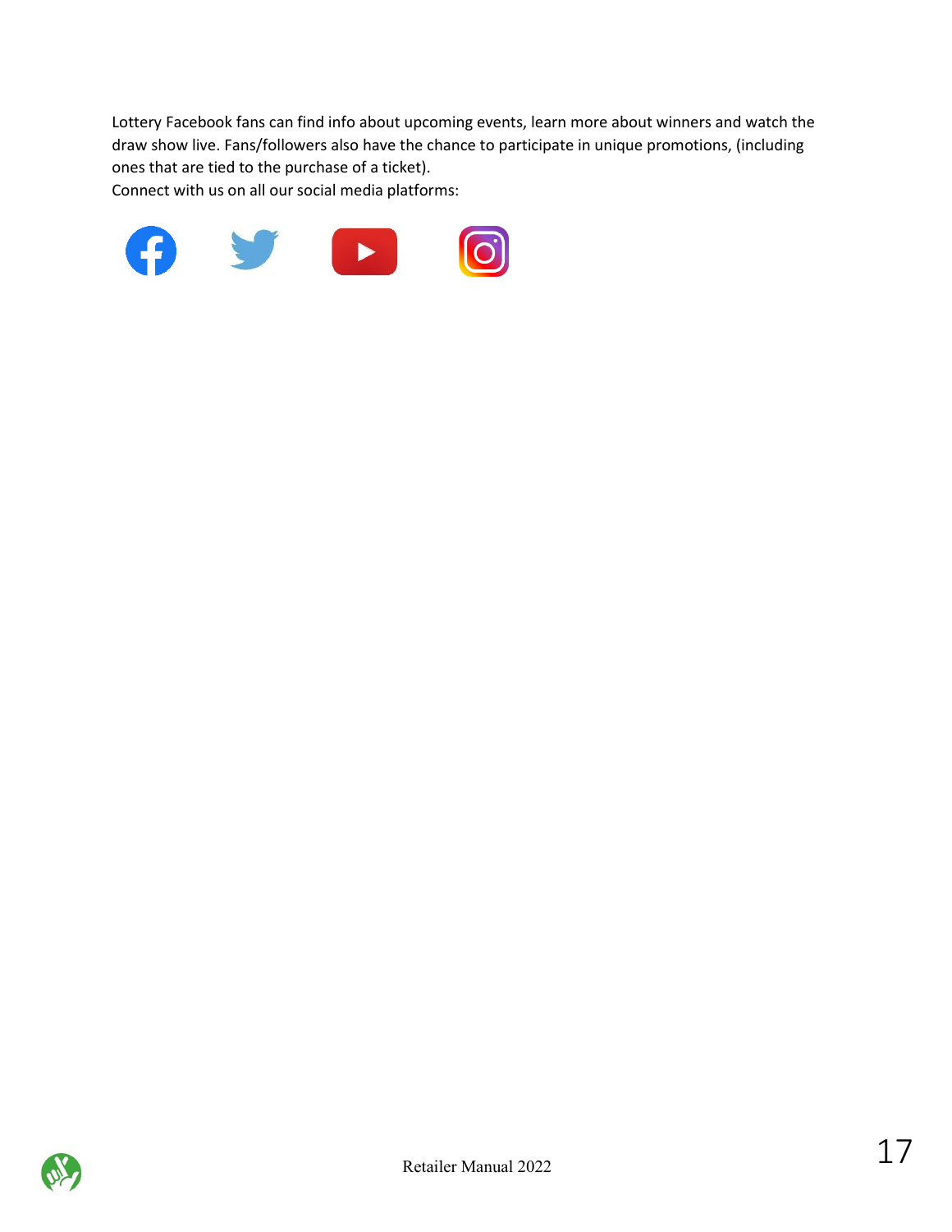Lottery Facebook fans can find info about upcoming events, learn more about winners and watch the draw show live. Fans/followers also have the chance to participate in unique promotions, (including ones that are tied to the purchase of a ticket).

Connect with us on all our social media platforms: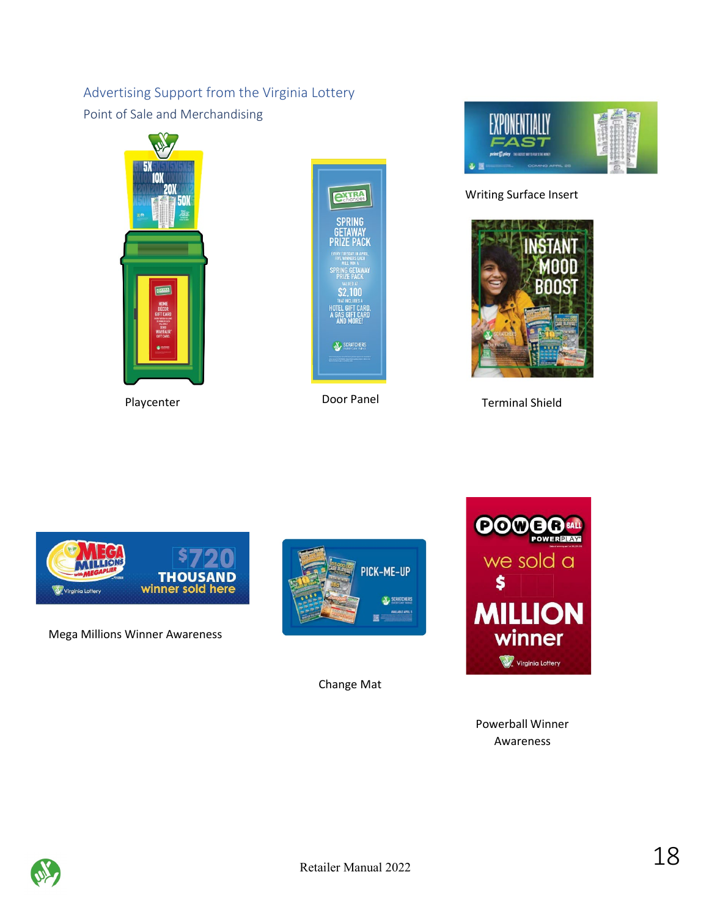## Advertising Support from the Virginia Lottery

### Point of Sale and Merchandising

Playcenter

Door Panel

Writing Surface Insert

Terminal Shield

Mega Millions Winner Awareness

Change Mat

Powerball Winner Awareness

Retailer Manual 2022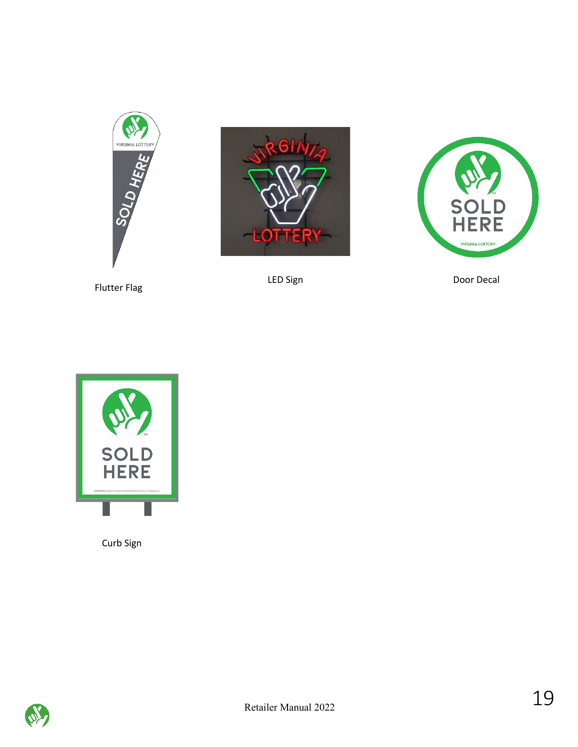Flutter Flag

LED Sign

Door Decal

Curb Sign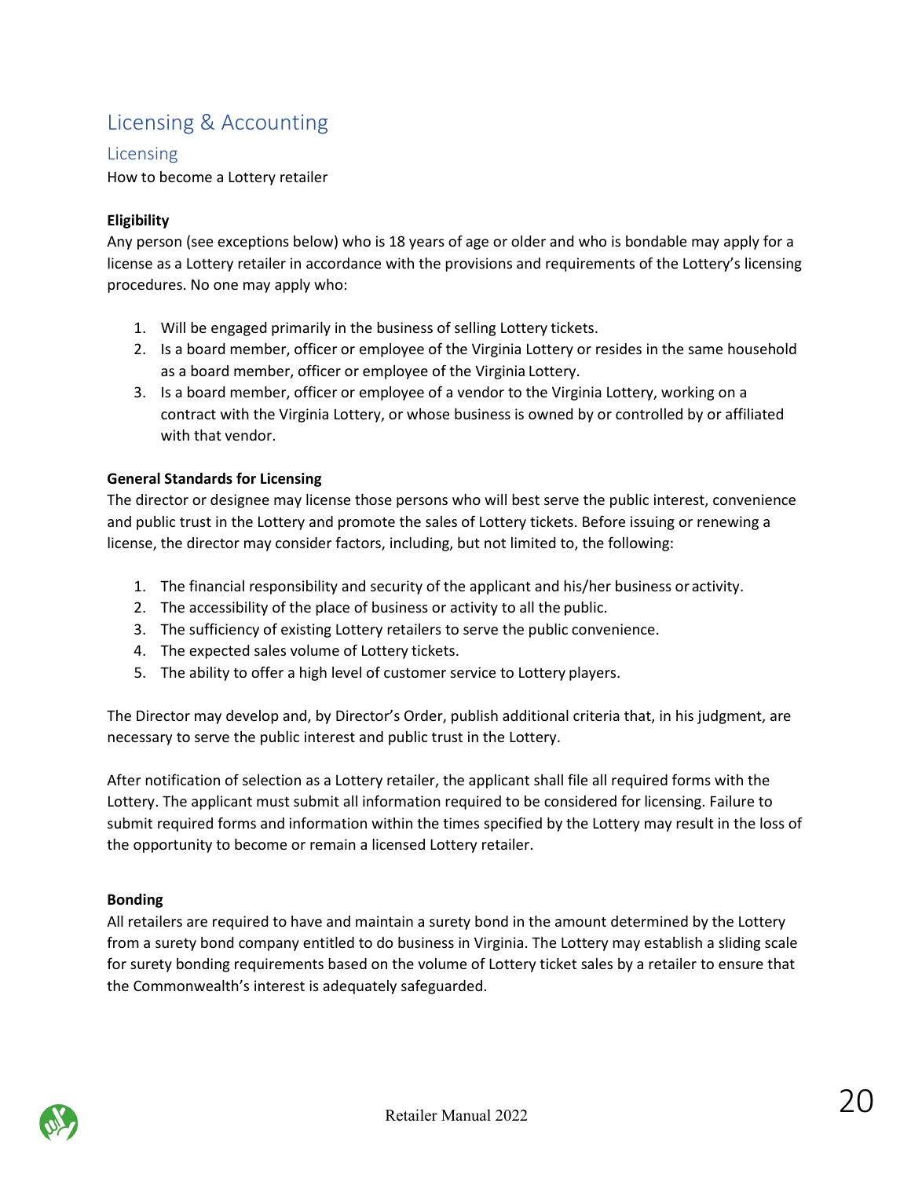# Licensing & Accounting

## Licensing

How to become a Lottery retailer

**Eligibility**

Any person (see exceptions below) who is 18 years of age or older and who is bondable may apply for a license as a Lottery retailer in accordance with the provisions and requirements of the Lottery's licensing procedures. No one may apply who:

1. Will be engaged primarily in the business of selling Lottery tickets.
2. Is a board member, officer or employee of the Virginia Lottery or resides in the same household as a board member, officer or employee of the Virginia Lottery.
3. Is a board member, officer or employee of a vendor to the Virginia Lottery, working on a contract with the Virginia Lottery, or whose business is owned by or controlled by or affiliated with that vendor.

**General Standards for Licensing**

The director or designee may license those persons who will best serve the public interest, convenience and public trust in the Lottery and promote the sales of Lottery tickets. Before issuing or renewing a license, the director may consider factors, including, but not limited to, the following:

1. The financial responsibility and security of the applicant and his/her business or activity.
2. The accessibility of the place of business or activity to all the public.
3. The sufficiency of existing Lottery retailers to serve the public convenience.
4. The expected sales volume of Lottery tickets.
5. The ability to offer a high level of customer service to Lottery players.

The Director may develop and, by Director's Order, publish additional criteria that, in his judgment, are necessary to serve the public interest and public trust in the Lottery.

After notification of selection as a Lottery retailer, the applicant shall file all required forms with the Lottery. The applicant must submit all information required to be considered for licensing. Failure to submit required forms and information within the times specified by the Lottery may result in the loss of the opportunity to become or remain a licensed Lottery retailer.

**Bonding**

All retailers are required to have and maintain a surety bond in the amount determined by the Lottery from a surety bond company entitled to do business in Virginia. The Lottery may establish a sliding scale for surety bonding requirements based on the volume of Lottery ticket sales by a retailer to ensure that the Commonwealth's interest is adequately safeguarded.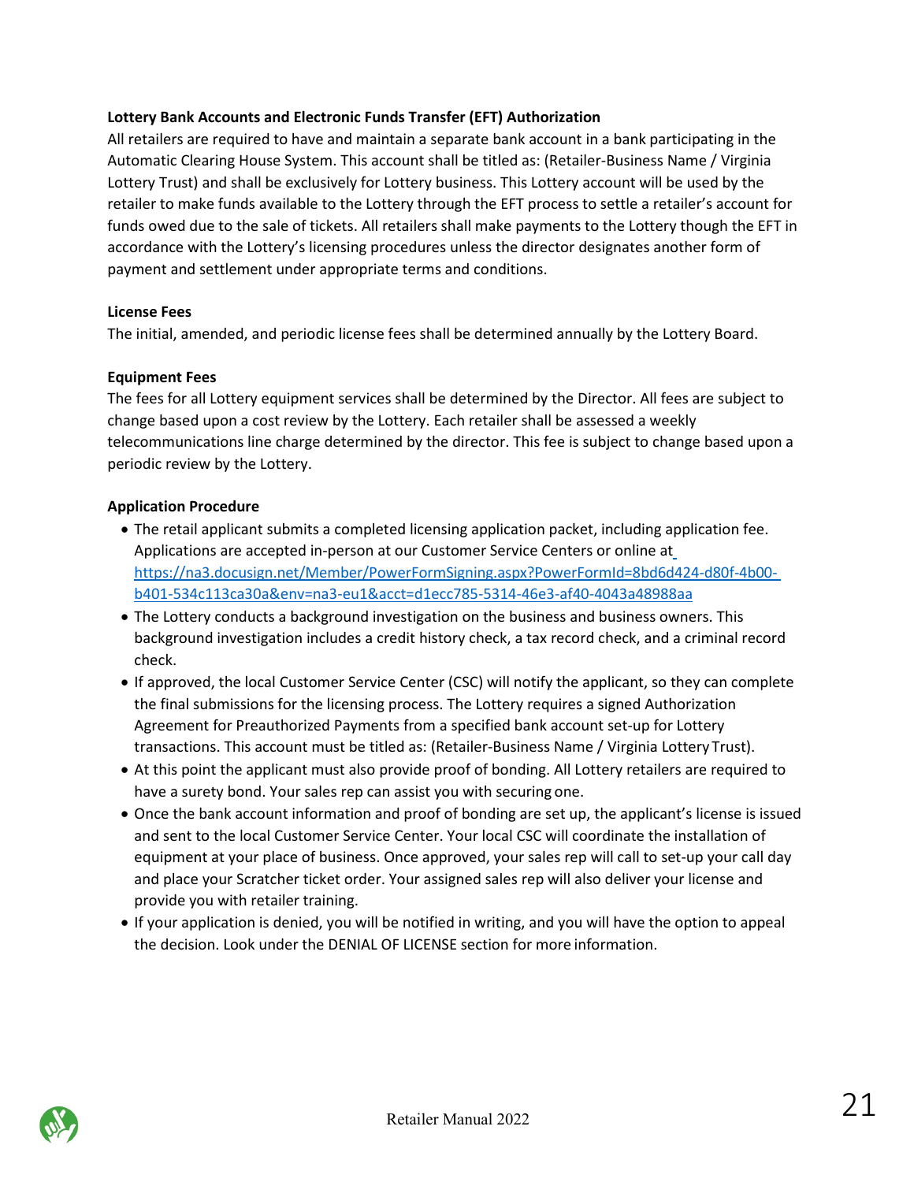**Lottery Bank Accounts and Electronic Funds Transfer (EFT) Authorization**

All retailers are required to have and maintain a separate bank account in a bank participating in the Automatic Clearing House System. This account shall be titled as: (Retailer-Business Name / Virginia Lottery Trust) and shall be exclusively for Lottery business. This Lottery account will be used by the retailer to make funds available to the Lottery through the EFT process to settle a retailer's account for funds owed due to the sale of tickets. All retailers shall make payments to the Lottery though the EFT in accordance with the Lottery's licensing procedures unless the director designates another form of payment and settlement under appropriate terms and conditions.

**License Fees**

The initial, amended, and periodic license fees shall be determined annually by the Lottery Board.

**Equipment Fees**

The fees for all Lottery equipment services shall be determined by the Director. All fees are subject to change based upon a cost review by the Lottery. Each retailer shall be assessed a weekly telecommunications line charge determined by the director. This fee is subject to change based upon a periodic review by the Lottery.

**Application Procedure**

- The retail applicant submits a completed licensing application packet, including application fee. Applications are accepted in-person at our Customer Service Centers or online at https://na3.docusign.net/Member/PowerFormSigning.aspx?PowerFormId=8bd6d424-d80f-4b00-b401-534c113ca30a&env=na3-eu1&acct=d1ecc785-5314-46e3-af40-4043a48988aa
- The Lottery conducts a background investigation on the business and business owners. This background investigation includes a credit history check, a tax record check, and a criminal record check.
- If approved, the local Customer Service Center (CSC) will notify the applicant, so they can complete the final submissions for the licensing process. The Lottery requires a signed Authorization Agreement for Preauthorized Payments from a specified bank account set-up for Lottery transactions. This account must be titled as: (Retailer-Business Name / Virginia Lottery Trust).
- At this point the applicant must also provide proof of bonding. All Lottery retailers are required to have a surety bond. Your sales rep can assist you with securing one.
- Once the bank account information and proof of bonding are set up, the applicant's license is issued and sent to the local Customer Service Center. Your local CSC will coordinate the installation of equipment at your place of business. Once approved, your sales rep will call to set-up your call day and place your Scratcher ticket order. Your assigned sales rep will also deliver your license and provide you with retailer training.
- If your application is denied, you will be notified in writing, and you will have the option to appeal the decision. Look under the DENIAL OF LICENSE section for more information.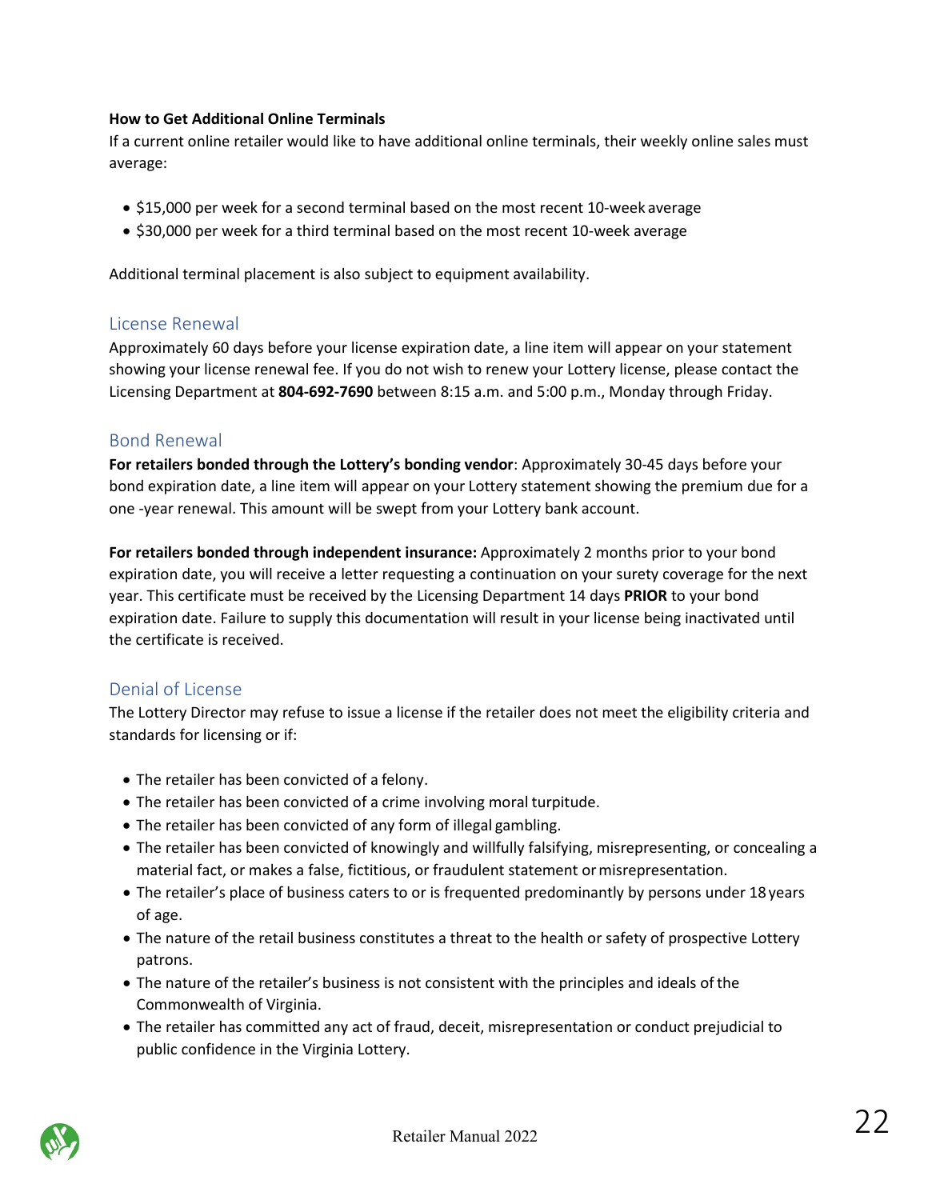**How to Get Additional Online Terminals**

If a current online retailer would like to have additional online terminals, their weekly online sales must average:

- $15,000 per week for a second terminal based on the most recent 10-week average
- $30,000 per week for a third terminal based on the most recent 10-week average

Additional terminal placement is also subject to equipment availability.

## License Renewal

Approximately 60 days before your license expiration date, a line item will appear on your statement showing your license renewal fee. If you do not wish to renew your Lottery license, please contact the Licensing Department at **804-692-7690** between 8:15 a.m. and 5:00 p.m., Monday through Friday.

## Bond Renewal

**For retailers bonded through the Lottery's bonding vendor**: Approximately 30-45 days before your bond expiration date, a line item will appear on your Lottery statement showing the premium due for a one -year renewal. This amount will be swept from your Lottery bank account.

**For retailers bonded through independent insurance:** Approximately 2 months prior to your bond expiration date, you will receive a letter requesting a continuation on your surety coverage for the next year. This certificate must be received by the Licensing Department 14 days **PRIOR** to your bond expiration date. Failure to supply this documentation will result in your license being inactivated until the certificate is received.

## Denial of License

The Lottery Director may refuse to issue a license if the retailer does not meet the eligibility criteria and standards for licensing or if:

- The retailer has been convicted of a felony.
- The retailer has been convicted of a crime involving moral turpitude.
- The retailer has been convicted of any form of illegal gambling.
- The retailer has been convicted of knowingly and willfully falsifying, misrepresenting, or concealing a material fact, or makes a false, fictitious, or fraudulent statement or misrepresentation.
- The retailer's place of business caters to or is frequented predominantly by persons under 18 years of age.
- The nature of the retail business constitutes a threat to the health or safety of prospective Lottery patrons.
- The nature of the retailer's business is not consistent with the principles and ideals of the Commonwealth of Virginia.
- The retailer has committed any act of fraud, deceit, misrepresentation or conduct prejudicial to public confidence in the Virginia Lottery.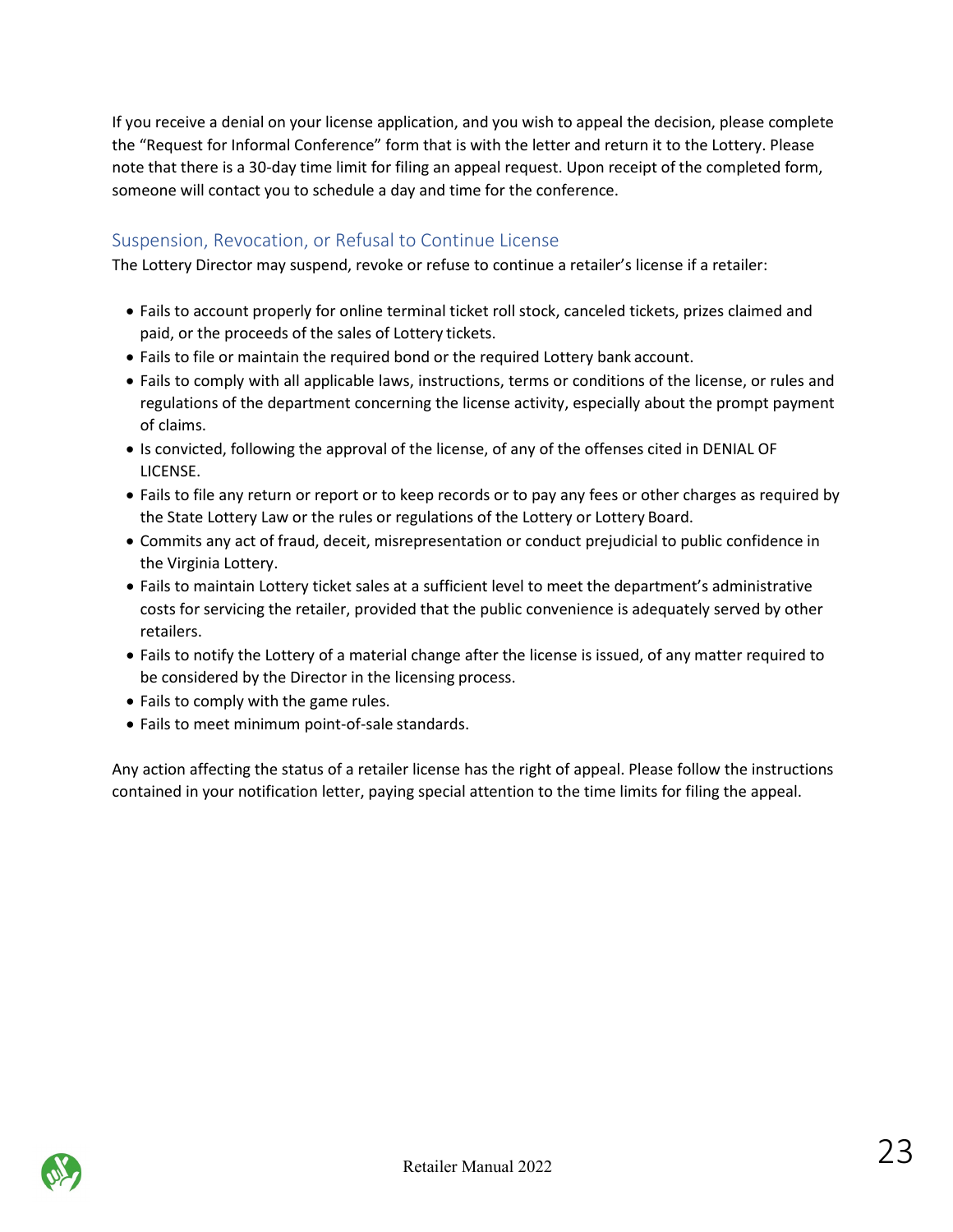If you receive a denial on your license application, and you wish to appeal the decision, please complete the "Request for Informal Conference" form that is with the letter and return it to the Lottery. Please note that there is a 30-day time limit for filing an appeal request. Upon receipt of the completed form, someone will contact you to schedule a day and time for the conference.

## Suspension, Revocation, or Refusal to Continue License

The Lottery Director may suspend, revoke or refuse to continue a retailer's license if a retailer:

- Fails to account properly for online terminal ticket roll stock, canceled tickets, prizes claimed and paid, or the proceeds of the sales of Lottery tickets.
- Fails to file or maintain the required bond or the required Lottery bank account.
- Fails to comply with all applicable laws, instructions, terms or conditions of the license, or rules and regulations of the department concerning the license activity, especially about the prompt payment of claims.
- Is convicted, following the approval of the license, of any of the offenses cited in DENIAL OF LICENSE.
- Fails to file any return or report or to keep records or to pay any fees or other charges as required by the State Lottery Law or the rules or regulations of the Lottery or Lottery Board.
- Commits any act of fraud, deceit, misrepresentation or conduct prejudicial to public confidence in the Virginia Lottery.
- Fails to maintain Lottery ticket sales at a sufficient level to meet the department's administrative costs for servicing the retailer, provided that the public convenience is adequately served by other retailers.
- Fails to notify the Lottery of a material change after the license is issued, of any matter required to be considered by the Director in the licensing process.
- Fails to comply with the game rules.
- Fails to meet minimum point-of-sale standards.

Any action affecting the status of a retailer license has the right of appeal. Please follow the instructions contained in your notification letter, paying special attention to the time limits for filing the appeal.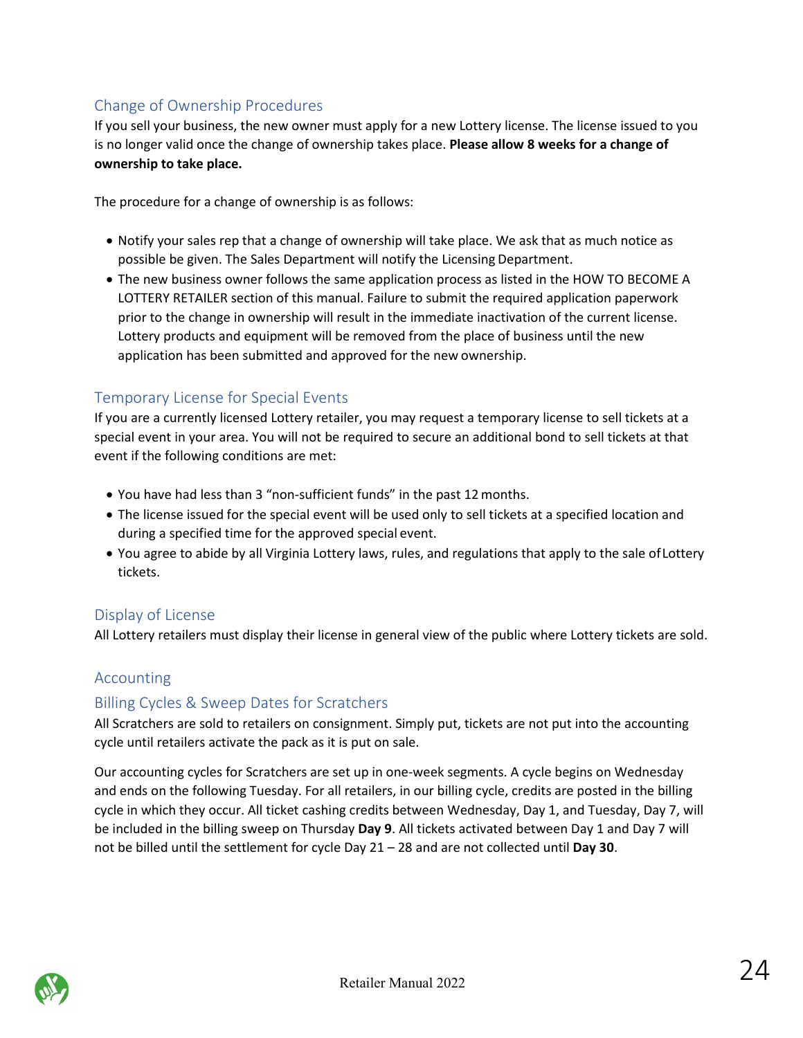## Change of Ownership Procedures

If you sell your business, the new owner must apply for a new Lottery license. The license issued to you is no longer valid once the change of ownership takes place. **Please allow 8 weeks for a change of ownership to take place.**

The procedure for a change of ownership is as follows:

- Notify your sales rep that a change of ownership will take place. We ask that as much notice as possible be given. The Sales Department will notify the Licensing Department.
- The new business owner follows the same application process as listed in the HOW TO BECOME A LOTTERY RETAILER section of this manual. Failure to submit the required application paperwork prior to the change in ownership will result in the immediate inactivation of the current license. Lottery products and equipment will be removed from the place of business until the new application has been submitted and approved for the new ownership.

## Temporary License for Special Events

If you are a currently licensed Lottery retailer, you may request a temporary license to sell tickets at a special event in your area. You will not be required to secure an additional bond to sell tickets at that event if the following conditions are met:

- You have had less than 3 "non-sufficient funds" in the past 12 months.
- The license issued for the special event will be used only to sell tickets at a specified location and during a specified time for the approved special event.
- You agree to abide by all Virginia Lottery laws, rules, and regulations that apply to the sale of Lottery tickets.

## Display of License

All Lottery retailers must display their license in general view of the public where Lottery tickets are sold.

## Accounting

### Billing Cycles & Sweep Dates for Scratchers

All Scratchers are sold to retailers on consignment. Simply put, tickets are not put into the accounting cycle until retailers activate the pack as it is put on sale.

Our accounting cycles for Scratchers are set up in one-week segments. A cycle begins on Wednesday and ends on the following Tuesday. For all retailers, in our billing cycle, credits are posted in the billing cycle in which they occur. All ticket cashing credits between Wednesday, Day 1, and Tuesday, Day 7, will be included in the billing sweep on Thursday **Day 9**. All tickets activated between Day 1 and Day 7 will not be billed until the settlement for cycle Day 21 – 28 and are not collected until **Day 30**.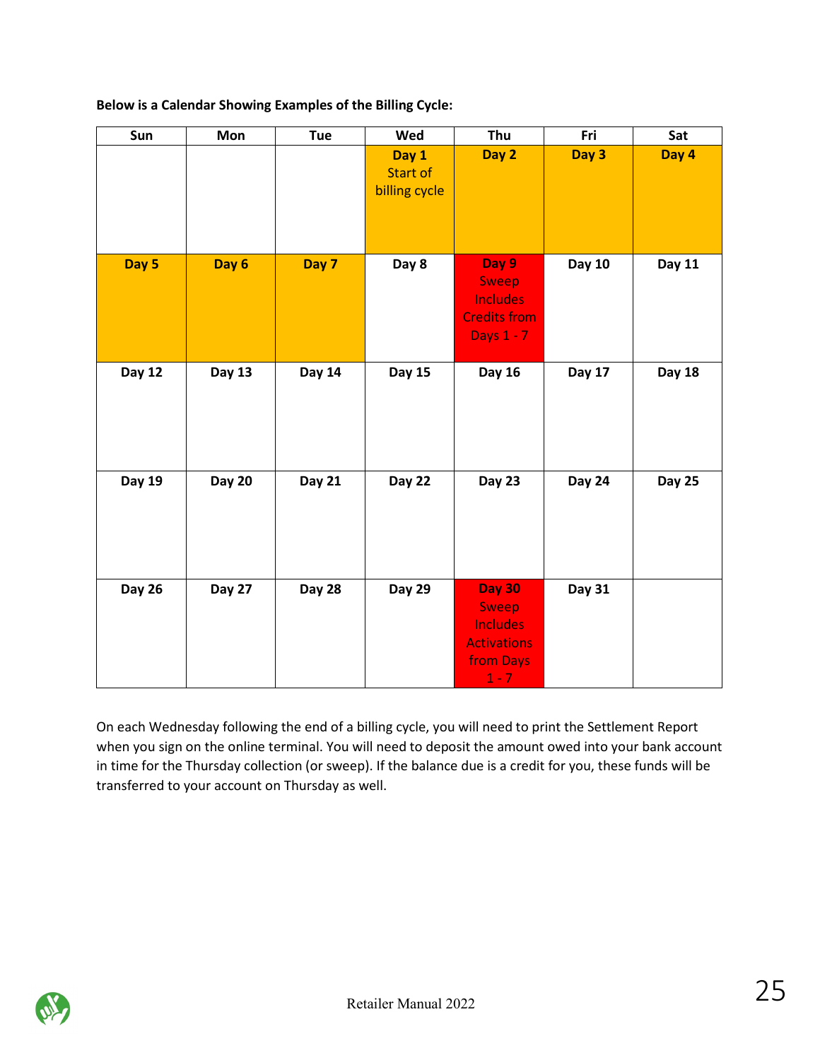**Below is a Calendar Showing Examples of the Billing Cycle:**

| Sun | Mon | Tue | Wed | Thu | Fri | Sat |
|---|---|---|---|---|---|---|
| | | | **Day 1** Start of billing cycle | **Day 2** | **Day 3** | **Day 4** |
| **Day 5** | **Day 6** | **Day 7** | **Day 8** | **Day 9** Sweep Includes Credits from Days 1 - 7 | **Day 10** | **Day 11** |
| **Day 12** | **Day 13** | **Day 14** | **Day 15** | **Day 16** | **Day 17** | **Day 18** |
| **Day 19** | **Day 20** | **Day 21** | **Day 22** | **Day 23** | **Day 24** | **Day 25** |
| **Day 26** | **Day 27** | **Day 28** | **Day 29** | **Day 30** Sweep Includes Activations from Days 1 - 7 | **Day 31** | |

On each Wednesday following the end of a billing cycle, you will need to print the Settlement Report when you sign on the online terminal. You will need to deposit the amount owed into your bank account in time for the Thursday collection (or sweep). If the balance due is a credit for you, these funds will be transferred to your account on Thursday as well.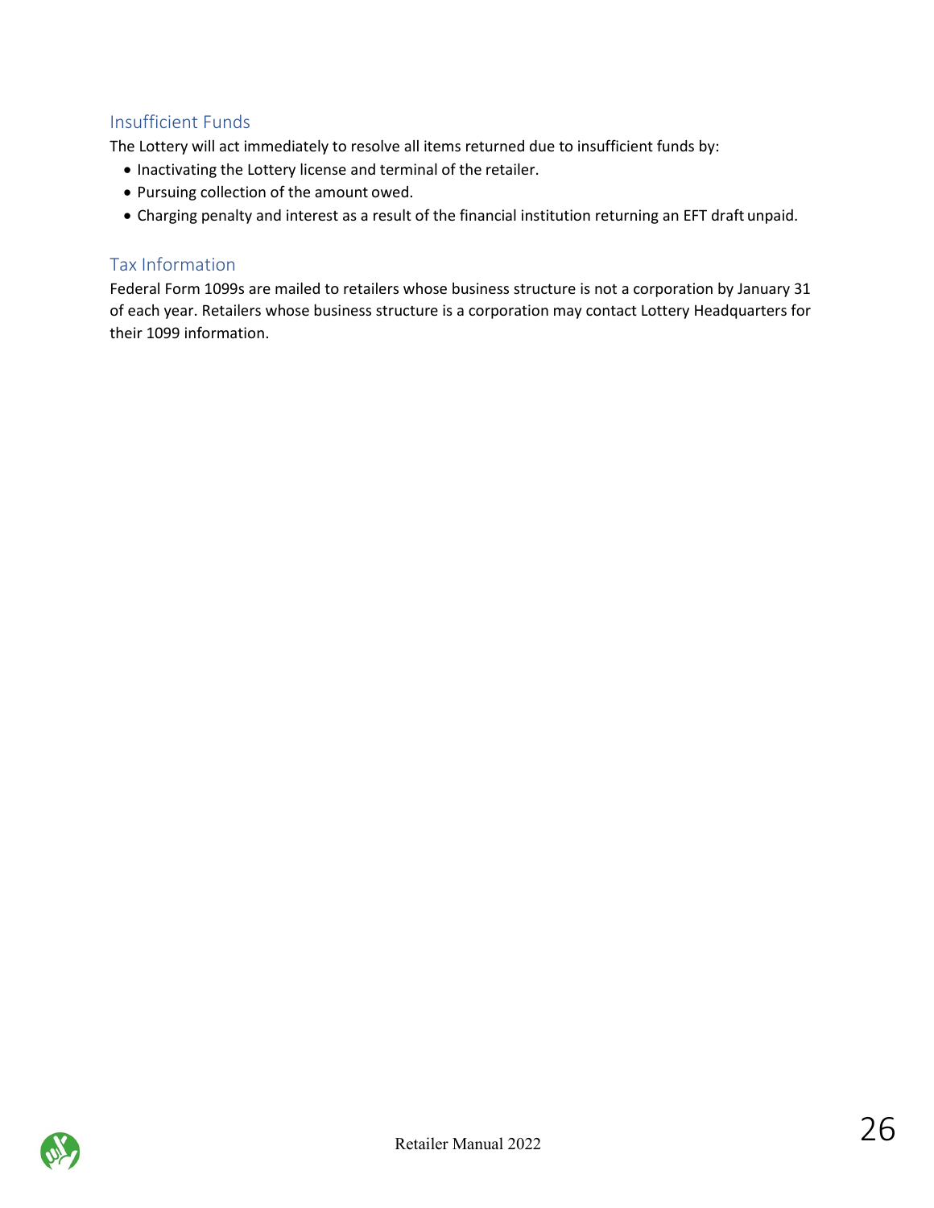## Insufficient Funds

The Lottery will act immediately to resolve all items returned due to insufficient funds by:

- Inactivating the Lottery license and terminal of the retailer.
- Pursuing collection of the amount owed.
- Charging penalty and interest as a result of the financial institution returning an EFT draft unpaid.

## Tax Information

Federal Form 1099s are mailed to retailers whose business structure is not a corporation by January 31 of each year. Retailers whose business structure is a corporation may contact Lottery Headquarters for their 1099 information.